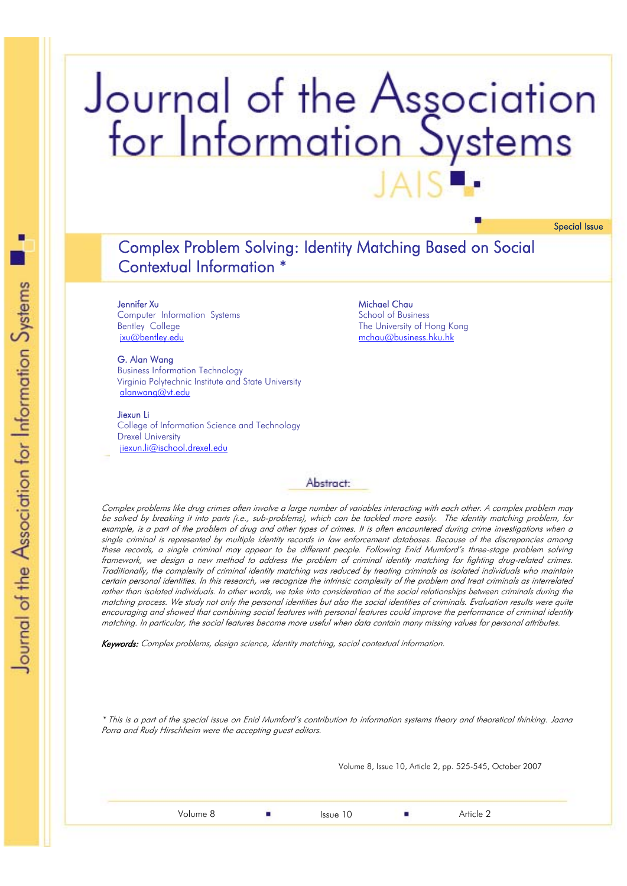# Journal of the Association for Information Systems

Special Issue

## Complex Problem Solving: Identity Matching Based on Social Contextual Information *

**Jennifer Xu**
Computer Information Systems
Bentley College
jxu@bentley.edu

**Michael Chau**
School of Business
The University of Hong Kong
mchau@business.hku.hk

**G. Alan Wang**
Business Information Technology
Virginia Polytechnic Institute and State University
alanwang@vt.edu

**Jiexun Li**
College of Information Science and Technology
Drexel University
jiexun.li@ischool.drexel.edu

### Abstract:

*Complex problems like drug crimes often involve a large number of variables interacting with each other. A complex problem may be solved by breaking it into parts (i.e., sub-problems), which can be tackled more easily. The identity matching problem, for example, is a part of the problem of drug and other types of crimes. It is often encountered during crime investigations when a single criminal is represented by multiple identity records in law enforcement databases. Because of the discrepancies among these records, a single criminal may appear to be different people. Following Enid Mumford's three-stage problem solving framework, we design a new method to address the problem of criminal identity matching for fighting drug-related crimes. Traditionally, the complexity of criminal identity matching was reduced by treating criminals as isolated individuals who maintain certain personal identities. In this research, we recognize the intrinsic complexity of the problem and treat criminals as interrelated rather than isolated individuals. In other words, we take into consideration of the social relationships between criminals during the matching process. We study not only the personal identities but also the social identities of criminals. Evaluation results were quite encouraging and showed that combining social features with personal features could improve the performance of criminal identity matching. In particular, the social features become more useful when data contain many missing values for personal attributes.*

***Keywords:*** *Complex problems, design science, identity matching, social contextual information.*

*\* This is a part of the special issue on Enid Mumford's contribution to information systems theory and theoretical thinking. Jaana Porra and Rudy Hirschheim were the accepting guest editors.*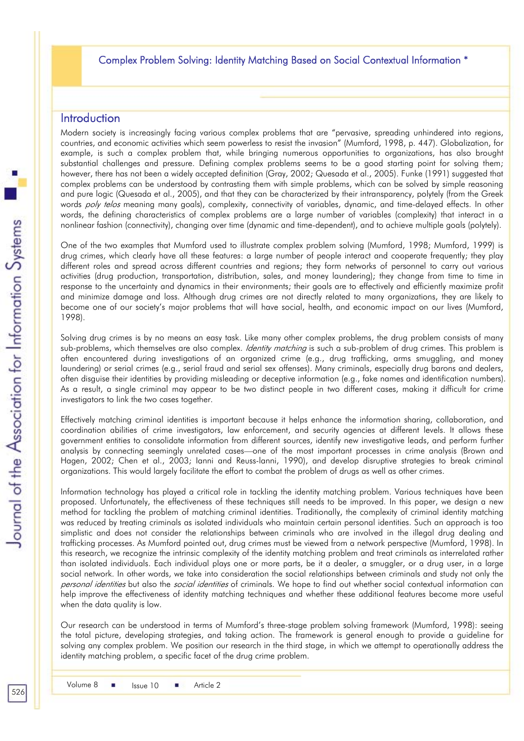Complex Problem Solving: Identity Matching Based on Social Contextual Information *

## Introduction

Modern society is increasingly facing various complex problems that are "pervasive, spreading unhindered into regions, countries, and economic activities which seem powerless to resist the invasion" (Mumford, 1998, p. 447). Globalization, for example, is such a complex problem that, while bringing numerous opportunities to organizations, has also brought substantial challenges and pressure. Defining complex problems seems to be a good starting point for solving them; however, there has not been a widely accepted definition (Gray, 2002; Quesada et al., 2005). Funke (1991) suggested that complex problems can be understood by contrasting them with simple problems, which can be solved by simple reasoning and pure logic (Quesada et al., 2005), and that they can be characterized by their intransparency, polytely (from the Greek words *poly telos* meaning many goals), complexity, connectivity of variables, dynamic, and time-delayed effects. In other words, the defining characteristics of complex problems are a large number of variables (complexity) that interact in a nonlinear fashion (connectivity), changing over time (dynamic and time-dependent), and to achieve multiple goals (polytely).

One of the two examples that Mumford used to illustrate complex problem solving (Mumford, 1998; Mumford, 1999) is drug crimes, which clearly have all these features: a large number of people interact and cooperate frequently; they play different roles and spread across different countries and regions; they form networks of personnel to carry out various activities (drug production, transportation, distribution, sales, and money laundering); they change from time to time in response to the uncertainty and dynamics in their environments; their goals are to effectively and efficiently maximize profit and minimize damage and loss. Although drug crimes are not directly related to many organizations, they are likely to become one of our society's major problems that will have social, health, and economic impact on our lives (Mumford, 1998).

Solving drug crimes is by no means an easy task. Like many other complex problems, the drug problem consists of many sub-problems, which themselves are also complex. *Identity matching* is such a sub-problem of drug crimes. This problem is often encountered during investigations of an organized crime (e.g., drug trafficking, arms smuggling, and money laundering) or serial crimes (e.g., serial fraud and serial sex offenses). Many criminals, especially drug barons and dealers, often disguise their identities by providing misleading or deceptive information (e.g., fake names and identification numbers). As a result, a single criminal may appear to be two distinct people in two different cases, making it difficult for crime investigators to link the two cases together.

Effectively matching criminal identities is important because it helps enhance the information sharing, collaboration, and coordination abilities of crime investigators, law enforcement, and security agencies at different levels. It allows these government entities to consolidate information from different sources, identify new investigative leads, and perform further analysis by connecting seemingly unrelated cases—one of the most important processes in crime analysis (Brown and Hagen, 2002; Chen et al., 2003; Ianni and Reuss-Ianni, 1990), and develop disruptive strategies to break criminal organizations. This would largely facilitate the effort to combat the problem of drugs as well as other crimes.

Information technology has played a critical role in tackling the identity matching problem. Various techniques have been proposed. Unfortunately, the effectiveness of these techniques still needs to be improved. In this paper, we design a new method for tackling the problem of matching criminal identities. Traditionally, the complexity of criminal identity matching was reduced by treating criminals as isolated individuals who maintain certain personal identities. Such an approach is too simplistic and does not consider the relationships between criminals who are involved in the illegal drug dealing and trafficking processes. As Mumford pointed out, drug crimes must be viewed from a network perspective (Mumford, 1998). In this research, we recognize the intrinsic complexity of the identity matching problem and treat criminals as interrelated rather than isolated individuals. Each individual plays one or more parts, be it a dealer, a smuggler, or a drug user, in a large social network. In other words, we take into consideration the social relationships between criminals and study not only the *personal identities* but also the *social identities* of criminals. We hope to find out whether social contextual information can help improve the effectiveness of identity matching techniques and whether these additional features become more useful when the data quality is low.

Our research can be understood in terms of Mumford's three-stage problem solving framework (Mumford, 1998): seeing the total picture, developing strategies, and taking action. The framework is general enough to provide a guideline for solving any complex problem. We position our research in the third stage, in which we attempt to operationally address the identity matching problem, a specific facet of the drug crime problem.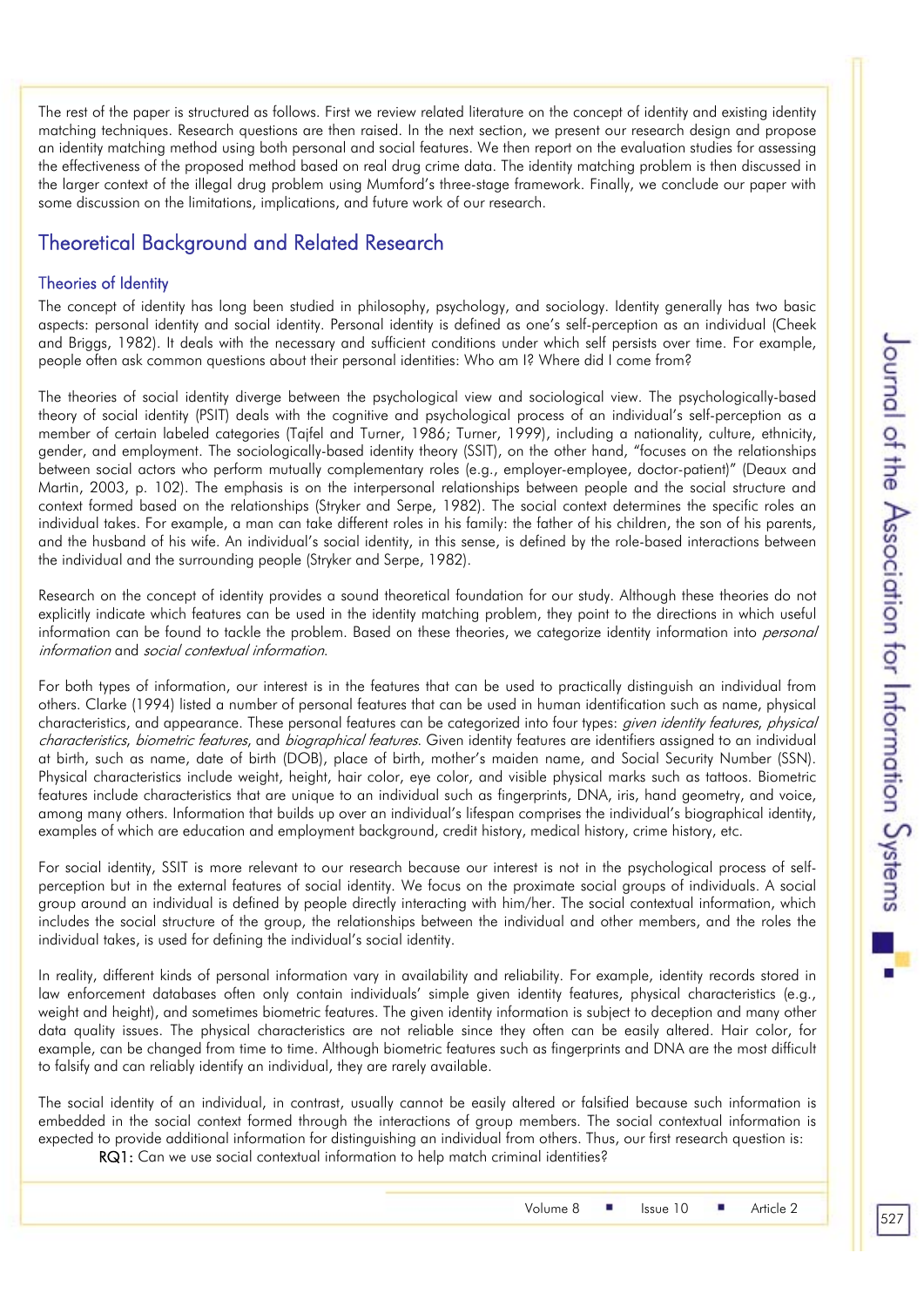The rest of the paper is structured as follows. First we review related literature on the concept of identity and existing identity matching techniques. Research questions are then raised. In the next section, we present our research design and propose an identity matching method using both personal and social features. We then report on the evaluation studies for assessing the effectiveness of the proposed method based on real drug crime data. The identity matching problem is then discussed in the larger context of the illegal drug problem using Mumford's three-stage framework. Finally, we conclude our paper with some discussion on the limitations, implications, and future work of our research.

## Theoretical Background and Related Research

### Theories of Identity

The concept of identity has long been studied in philosophy, psychology, and sociology. Identity generally has two basic aspects: personal identity and social identity. Personal identity is defined as one's self-perception as an individual (Cheek and Briggs, 1982). It deals with the necessary and sufficient conditions under which self persists over time. For example, people often ask common questions about their personal identities: Who am I? Where did I come from?

The theories of social identity diverge between the psychological view and sociological view. The psychologically-based theory of social identity (PSIT) deals with the cognitive and psychological process of an individual's self-perception as a member of certain labeled categories (Tajfel and Turner, 1986; Turner, 1999), including a nationality, culture, ethnicity, gender, and employment. The sociologically-based identity theory (SSIT), on the other hand, "focuses on the relationships between social actors who perform mutually complementary roles (e.g., employer-employee, doctor-patient)" (Deaux and Martin, 2003, p. 102). The emphasis is on the interpersonal relationships between people and the social structure and context formed based on the relationships (Stryker and Serpe, 1982). The social context determines the specific roles an individual takes. For example, a man can take different roles in his family: the father of his children, the son of his parents, and the husband of his wife. An individual's social identity, in this sense, is defined by the role-based interactions between the individual and the surrounding people (Stryker and Serpe, 1982).

Research on the concept of identity provides a sound theoretical foundation for our study. Although these theories do not explicitly indicate which features can be used in the identity matching problem, they point to the directions in which useful information can be found to tackle the problem. Based on these theories, we categorize identity information into *personal information* and *social contextual information*.

For both types of information, our interest is in the features that can be used to practically distinguish an individual from others. Clarke (1994) listed a number of personal features that can be used in human identification such as name, physical characteristics, and appearance. These personal features can be categorized into four types: *given identity features*, *physical characteristics*, *biometric features*, and *biographical features*. Given identity features are identifiers assigned to an individual at birth, such as name, date of birth (DOB), place of birth, mother's maiden name, and Social Security Number (SSN). Physical characteristics include weight, height, hair color, eye color, and visible physical marks such as tattoos. Biometric features include characteristics that are unique to an individual such as fingerprints, DNA, iris, hand geometry, and voice, among many others. Information that builds up over an individual's lifespan comprises the individual's biographical identity, examples of which are education and employment background, credit history, medical history, crime history, etc.

For social identity, SSIT is more relevant to our research because our interest is not in the psychological process of self-perception but in the external features of social identity. We focus on the proximate social groups of individuals. A social group around an individual is defined by people directly interacting with him/her. The social contextual information, which includes the social structure of the group, the relationships between the individual and other members, and the roles the individual takes, is used for defining the individual's social identity.

In reality, different kinds of personal information vary in availability and reliability. For example, identity records stored in law enforcement databases often only contain individuals' simple given identity features, physical characteristics (e.g., weight and height), and sometimes biometric features. The given identity information is subject to deception and many other data quality issues. The physical characteristics are not reliable since they often can be easily altered. Hair color, for example, can be changed from time to time. Although biometric features such as fingerprints and DNA are the most difficult to falsify and can reliably identify an individual, they are rarely available.

The social identity of an individual, in contrast, usually cannot be easily altered or falsified because such information is embedded in the social context formed through the interactions of group members. The social contextual information is expected to provide additional information for distinguishing an individual from others. Thus, our first research question is:

**RQ1:** Can we use social contextual information to help match criminal identities?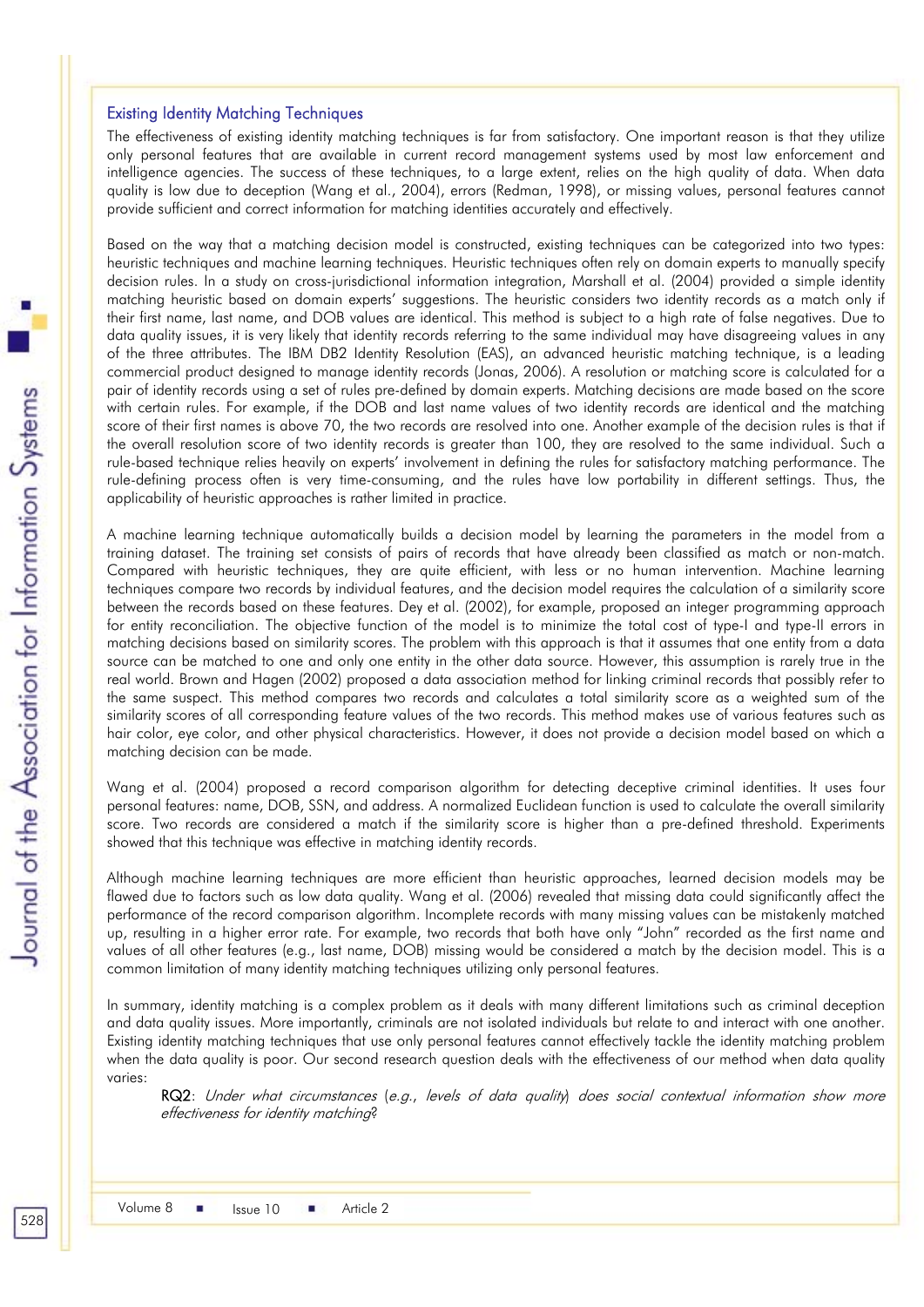## Existing Identity Matching Techniques

The effectiveness of existing identity matching techniques is far from satisfactory. One important reason is that they utilize only personal features that are available in current record management systems used by most law enforcement and intelligence agencies. The success of these techniques, to a large extent, relies on the high quality of data. When data quality is low due to deception (Wang et al., 2004), errors (Redman, 1998), or missing values, personal features cannot provide sufficient and correct information for matching identities accurately and effectively.

Based on the way that a matching decision model is constructed, existing techniques can be categorized into two types: heuristic techniques and machine learning techniques. Heuristic techniques often rely on domain experts to manually specify decision rules. In a study on cross-jurisdictional information integration, Marshall et al. (2004) provided a simple identity matching heuristic based on domain experts' suggestions. The heuristic considers two identity records as a match only if their first name, last name, and DOB values are identical. This method is subject to a high rate of false negatives. Due to data quality issues, it is very likely that identity records referring to the same individual may have disagreeing values in any of the three attributes. The IBM DB2 Identity Resolution (EAS), an advanced heuristic matching technique, is a leading commercial product designed to manage identity records (Jonas, 2006). A resolution or matching score is calculated for a pair of identity records using a set of rules pre-defined by domain experts. Matching decisions are made based on the score with certain rules. For example, if the DOB and last name values of two identity records are identical and the matching score of their first names is above 70, the two records are resolved into one. Another example of the decision rules is that if the overall resolution score of two identity records is greater than 100, they are resolved to the same individual. Such a rule-based technique relies heavily on experts' involvement in defining the rules for satisfactory matching performance. The rule-defining process often is very time-consuming, and the rules have low portability in different settings. Thus, the applicability of heuristic approaches is rather limited in practice.

A machine learning technique automatically builds a decision model by learning the parameters in the model from a training dataset. The training set consists of pairs of records that have already been classified as match or non-match. Compared with heuristic techniques, they are quite efficient, with less or no human intervention. Machine learning techniques compare two records by individual features, and the decision model requires the calculation of a similarity score between the records based on these features. Dey et al. (2002), for example, proposed an integer programming approach for entity reconciliation. The objective function of the model is to minimize the total cost of type-I and type-II errors in matching decisions based on similarity scores. The problem with this approach is that it assumes that one entity from a data source can be matched to one and only one entity in the other data source. However, this assumption is rarely true in the real world. Brown and Hagen (2002) proposed a data association method for linking criminal records that possibly refer to the same suspect. This method compares two records and calculates a total similarity score as a weighted sum of the similarity scores of all corresponding feature values of the two records. This method makes use of various features such as hair color, eye color, and other physical characteristics. However, it does not provide a decision model based on which a matching decision can be made.

Wang et al. (2004) proposed a record comparison algorithm for detecting deceptive criminal identities. It uses four personal features: name, DOB, SSN, and address. A normalized Euclidean function is used to calculate the overall similarity score. Two records are considered a match if the similarity score is higher than a pre-defined threshold. Experiments showed that this technique was effective in matching identity records.

Although machine learning techniques are more efficient than heuristic approaches, learned decision models may be flawed due to factors such as low data quality. Wang et al. (2006) revealed that missing data could significantly affect the performance of the record comparison algorithm. Incomplete records with many missing values can be mistakenly matched up, resulting in a higher error rate. For example, two records that both have only "John" recorded as the first name and values of all other features (e.g., last name, DOB) missing would be considered a match by the decision model. This is a common limitation of many identity matching techniques utilizing only personal features.

In summary, identity matching is a complex problem as it deals with many different limitations such as criminal deception and data quality issues. More importantly, criminals are not isolated individuals but relate to and interact with one another. Existing identity matching techniques that use only personal features cannot effectively tackle the identity matching problem when the data quality is poor. Our second research question deals with the effectiveness of our method when data quality varies:

> **RQ2**: *Under what circumstances (e.g., levels of data quality) does social contextual information show more effectiveness for identity matching?*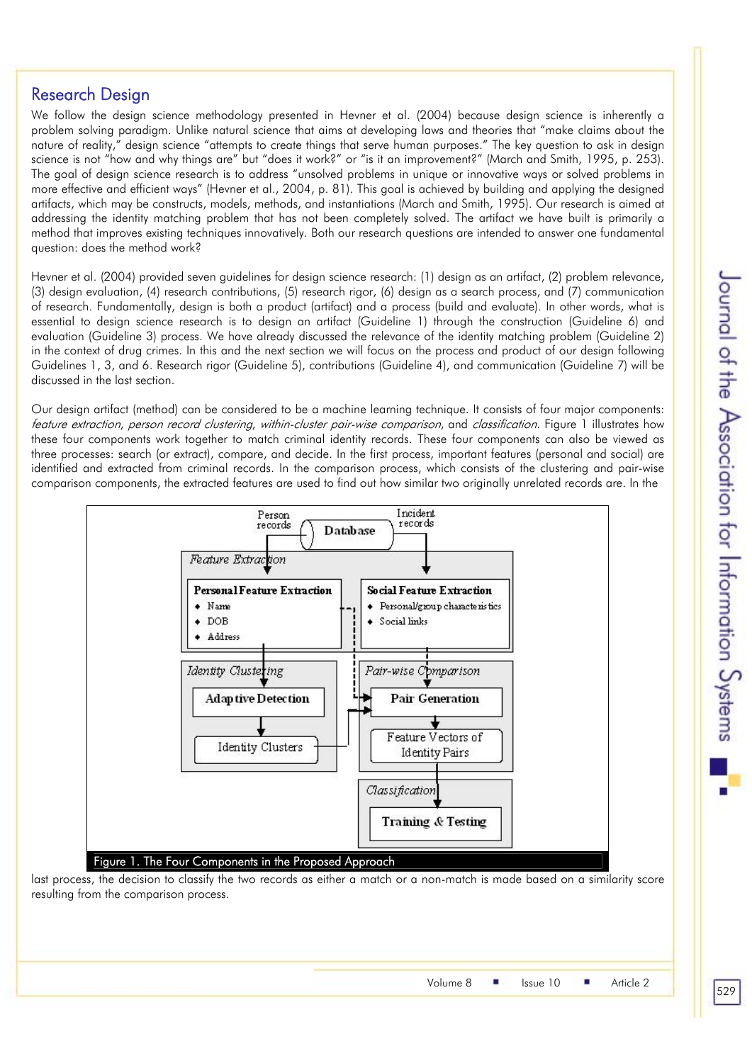## Research Design

We follow the design science methodology presented in Hevner et al. (2004) because design science is inherently a problem solving paradigm. Unlike natural science that aims at developing laws and theories that "make claims about the nature of reality," design science "attempts to create things that serve human purposes." The key question to ask in design science is not "how and why things are" but "does it work?" or "is it an improvement?" (March and Smith, 1995, p. 253). The goal of design science research is to address "unsolved problems in unique or innovative ways or solved problems in more effective and efficient ways" (Hevner et al., 2004, p. 81). This goal is achieved by building and applying the designed artifacts, which may be constructs, models, methods, and instantiations (March and Smith, 1995). Our research is aimed at addressing the identity matching problem that has not been completely solved. The artifact we have built is primarily a method that improves existing techniques innovatively. Both our research questions are intended to answer one fundamental question: does the method work?

Hevner et al. (2004) provided seven guidelines for design science research: (1) design as an artifact, (2) problem relevance, (3) design evaluation, (4) research contributions, (5) research rigor, (6) design as a search process, and (7) communication of research. Fundamentally, design is both a product (artifact) and a process (build and evaluate). In other words, what is essential to design science research is to design an artifact (Guideline 1) through the construction (Guideline 6) and evaluation (Guideline 3) process. We have already discussed the relevance of the identity matching problem (Guideline 2) in the context of drug crimes. In this and the next section we will focus on the process and product of our design following Guidelines 1, 3, and 6. Research rigor (Guideline 5), contributions (Guideline 4), and communication (Guideline 7) will be discussed in the last section.

Our design artifact (method) can be considered to be a machine learning technique. It consists of four major components: *feature extraction*, *person record clustering*, *within-cluster pair-wise comparison*, and *classification*. Figure 1 illustrates how these four components work together to match criminal identity records. These four components can also be viewed as three processes: search (or extract), compare, and decide. In the first process, important features (personal and social) are identified and extracted from criminal records. In the comparison process, which consists of the clustering and pair-wise comparison components, the extracted features are used to find out how similar two originally unrelated records are. In the last process, the decision to classify the two records as either a match or a non-match is made based on a similarity score resulting from the comparison process.

Figure 1. The Four Components in the Proposed Approach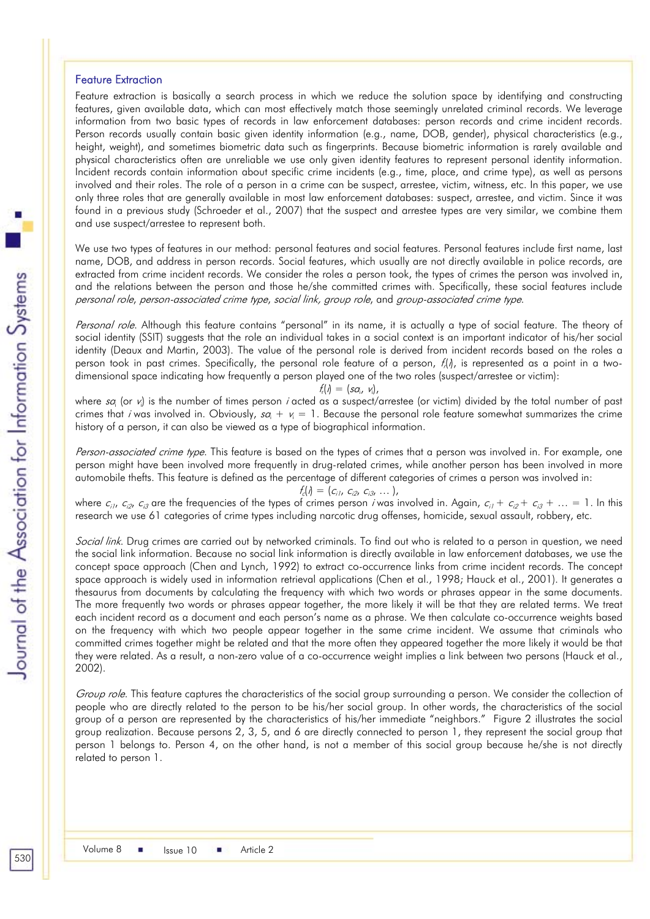## Feature Extraction

Feature extraction is basically a search process in which we reduce the solution space by identifying and constructing features, given available data, which can most effectively match those seemingly unrelated criminal records. We leverage information from two basic types of records in law enforcement databases: person records and crime incident records. Person records usually contain basic given identity information (e.g., name, DOB, gender), physical characteristics (e.g., height, weight), and sometimes biometric data such as fingerprints. Because biometric information is rarely available and physical characteristics often are unreliable we use only given identity features to represent personal identity information. Incident records contain information about specific crime incidents (e.g., time, place, and crime type), as well as persons involved and their roles. The role of a person in a crime can be suspect, arrestee, victim, witness, etc. In this paper, we use only three roles that are generally available in most law enforcement databases: suspect, arrestee, and victim. Since it was found in a previous study (Schroeder et al., 2007) that the suspect and arrestee types are very similar, we combine them and use suspect/arrestee to represent both.

We use two types of features in our method: personal features and social features. Personal features include first name, last name, DOB, and address in person records. Social features, which usually are not directly available in police records, are extracted from crime incident records. We consider the roles a person took, the types of crimes the person was involved in, and the relations between the person and those he/she committed crimes with. Specifically, these social features include *personal role*, *person-associated crime type*, *social link*, *group role*, and *group-associated crime type*.

*Personal role*. Although this feature contains "personal" in its name, it is actually a type of social feature. The theory of social identity (SSIT) suggests that the role an individual takes in a social context is an important indicator of his/her social identity (Deaux and Martin, 2003). The value of the personal role is derived from incident records based on the roles a person took in past crimes. Specifically, the personal role feature of a person, $f_r(i)$, is represented as a point in a two-dimensional space indicating how frequently a person played one of the two roles (suspect/arrestee or victim):

$$f_r(i) = (sa_i,\ v_i),$$

where $sa_i$ (or $v_i$) is the number of times person $i$ acted as a suspect/arrestee (or victim) divided by the total number of past crimes that $i$ was involved in. Obviously, $sa_i + v_i = 1$. Because the personal role feature somewhat summarizes the crime history of a person, it can also be viewed as a type of biographical information.

*Person-associated crime type*. This feature is based on the types of crimes that a person was involved in. For example, one person might have been involved more frequently in drug-related crimes, while another person has been involved in more automobile thefts. This feature is defined as the percentage of different categories of crimes a person was involved in:

$$f_c(i) = (c_{i1},\ c_{i2},\ c_{i3},\ \ldots\ ),$$

where $c_{i1}$, $c_{i2}$, $c_{i3}$ are the frequencies of the types of crimes person $i$ was involved in. Again, $c_{i1} + c_{i2} + c_{i3} + \ldots = 1$. In this research we use 61 categories of crime types including narcotic drug offenses, homicide, sexual assault, robbery, etc.

*Social link*. Drug crimes are carried out by networked criminals. To find out who is related to a person in question, we need the social link information. Because no social link information is directly available in law enforcement databases, we use the concept space approach (Chen and Lynch, 1992) to extract co-occurrence links from crime incident records. The concept space approach is widely used in information retrieval applications (Chen et al., 1998; Hauck et al., 2001). It generates a thesaurus from documents by calculating the frequency with which two words or phrases appear in the same documents. The more frequently two words or phrases appear together, the more likely it will be that they are related terms. We treat each incident record as a document and each person's name as a phrase. We then calculate co-occurrence weights based on the frequency with which two people appear together in the same crime incident. We assume that criminals who committed crimes together might be related and that the more often they appeared together the more likely it would be that they were related. As a result, a non-zero value of a co-occurrence weight implies a link between two persons (Hauck et al., 2002).

*Group role*. This feature captures the characteristics of the social group surrounding a person. We consider the collection of people who are directly related to the person to be his/her social group. In other words, the characteristics of the social group of a person are represented by the characteristics of his/her immediate "neighbors." Figure 2 illustrates the social group realization. Because persons 2, 3, 5, and 6 are directly connected to person 1, they represent the social group that person 1 belongs to. Person 4, on the other hand, is not a member of this social group because he/she is not directly related to person 1.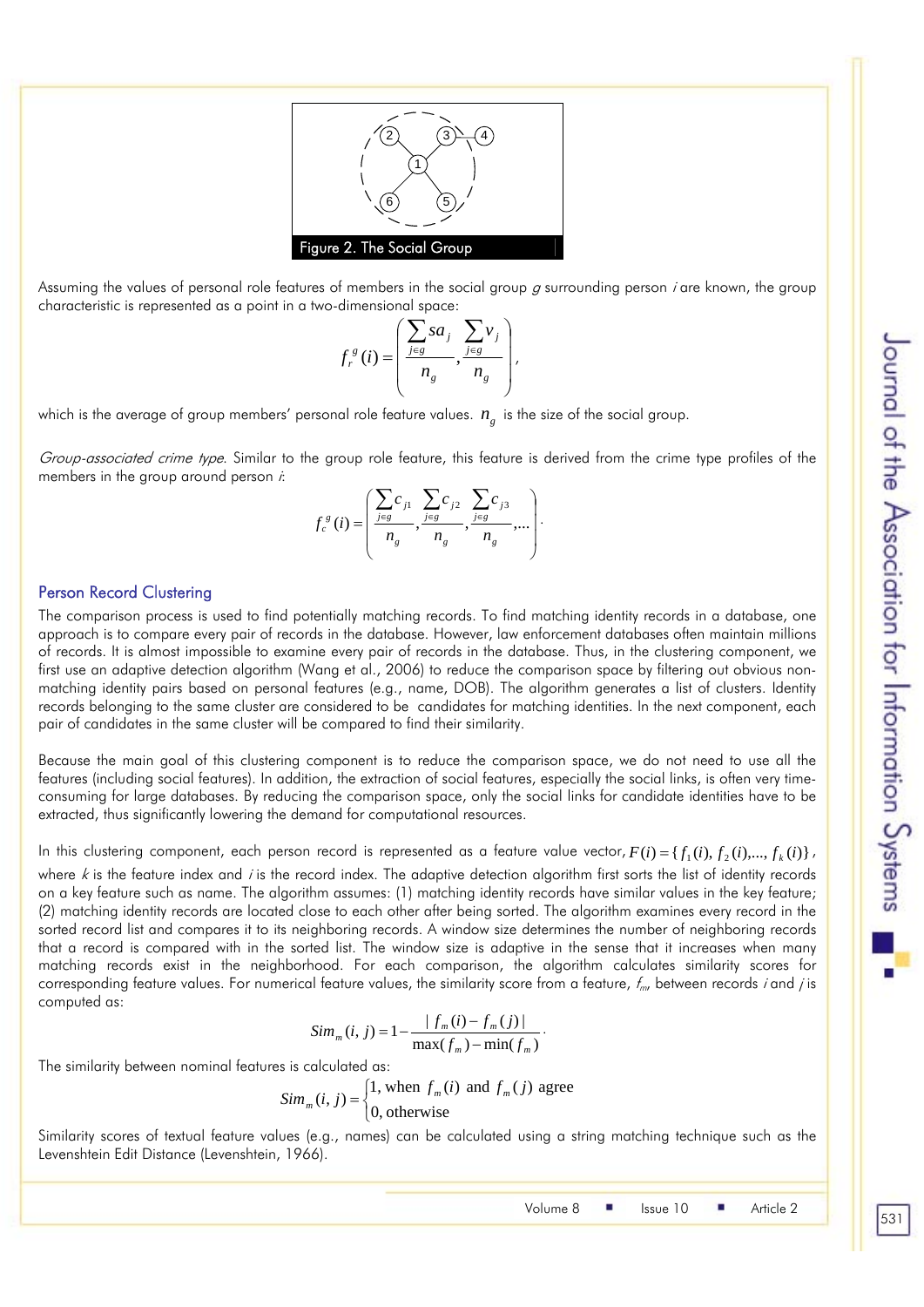Figure 2. The Social Group

Assuming the values of personal role features of members in the social group $g$ surrounding person $i$ are known, the group characteristic is represented as a point in a two-dimensional space:

$$f_r^g(i) = \left( \frac{\sum_{j \in g} sa_j}{n_g}, \frac{\sum_{j \in g} v_j}{n_g} \right),$$

which is the average of group members' personal role feature values. $n_g$ is the size of the social group.

*Group-associated crime type*. Similar to the group role feature, this feature is derived from the crime type profiles of the members in the group around person $i$:

$$f_c^g(i) = \left( \frac{\sum_{j \in g} c_{j1}}{n_g}, \frac{\sum_{j \in g} c_{j2}}{n_g}, \frac{\sum_{j \in g} c_{j3}}{n_g}, \ldots \right).$$

## Person Record Clustering

The comparison process is used to find potentially matching records. To find matching identity records in a database, one approach is to compare every pair of records in the database. However, law enforcement databases often maintain millions of records. It is almost impossible to examine every pair of records in the database. Thus, in the clustering component, we first use an adaptive detection algorithm (Wang et al., 2006) to reduce the comparison space by filtering out obvious non-matching identity pairs based on personal features (e.g., name, DOB). The algorithm generates a list of clusters. Identity records belonging to the same cluster are considered to be candidates for matching identities. In the next component, each pair of candidates in the same cluster will be compared to find their similarity.

Because the main goal of this clustering component is to reduce the comparison space, we do not need to use all the features (including social features). In addition, the extraction of social features, especially the social links, is often very time-consuming for large databases. By reducing the comparison space, only the social links for candidate identities have to be extracted, thus significantly lowering the demand for computational resources.

In this clustering component, each person record is represented as a feature value vector, $F(i) = \{f_1(i), f_2(i), \ldots, f_k(i)\}$, where $k$ is the feature index and $i$ is the record index. The adaptive detection algorithm first sorts the list of identity records on a key feature such as name. The algorithm assumes: (1) matching identity records have similar values in the key feature; (2) matching identity records are located close to each other after being sorted. The algorithm examines every record in the sorted record list and compares it to its neighboring records. A window size determines the number of neighboring records that a record is compared with in the sorted list. The window size is adaptive in the sense that it increases when many matching records exist in the neighborhood. For each comparison, the algorithm calculates similarity scores for corresponding feature values. For numerical feature values, the similarity score from a feature, $f_m$, between records $i$ and $j$ is computed as:

$$Sim_m(i, j) = 1 - \frac{|f_m(i) - f_m(j)|}{\max(f_m) - \min(f_m)}.$$

The similarity between nominal features is calculated as:

$$Sim_m(i, j) = \begin{cases} 1, \text{when } f_m(i) \text{ and } f_m(j) \text{ agree} \\ 0, \text{otherwise} \end{cases}$$

Similarity scores of textual feature values (e.g., names) can be calculated using a string matching technique such as the Levenshtein Edit Distance (Levenshtein, 1966).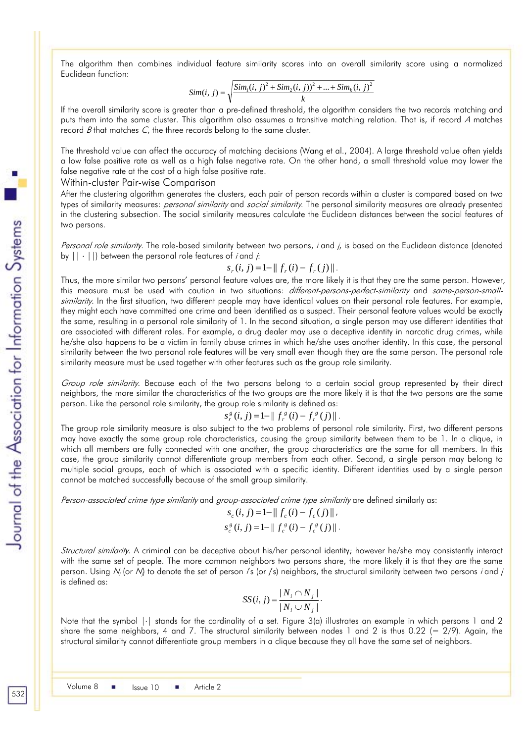The algorithm then combines individual feature similarity scores into an overall similarity score using a normalized Euclidean function:

$$Sim(i, j) = \sqrt{\frac{Sim_1(i, j)^2 + Sim_2(i, j))^2 + ... + Sim_k(i, j)^2}{k}}$$

If the overall similarity score is greater than a pre-defined threshold, the algorithm considers the two records matching and puts them into the same cluster. This algorithm also assumes a transitive matching relation. That is, if record *A* matches record *B* that matches *C*, the three records belong to the same cluster.

The threshold value can affect the accuracy of matching decisions (Wang et al., 2004). A large threshold value often yields a low false positive rate as well as a high false negative rate. On the other hand, a small threshold value may lower the false negative rate at the cost of a high false positive rate.

### Within-cluster Pair-wise Comparison

After the clustering algorithm generates the clusters, each pair of person records within a cluster is compared based on two types of similarity measures: *personal similarity* and *social similarity*. The personal similarity measures are already presented in the clustering subsection. The social similarity measures calculate the Euclidean distances between the social features of two persons.

*Personal role similarity*. The role-based similarity between two persons, *i* and *j*, is based on the Euclidean distance (denoted by $||\cdot||$) between the personal role features of *i* and *j*:

$$s_r(i, j) = 1 - \| f_r(i) - f_r(j) \|.$$

Thus, the more similar two persons' personal feature values are, the more likely it is that they are the same person. However, this measure must be used with caution in two situations: *different-persons-perfect-similarity* and *same-person-small-similarity*. In the first situation, two different people may have identical values on their personal role features. For example, they might each have committed one crime and been identified as a suspect. Their personal feature values would be exactly the same, resulting in a personal role similarity of 1. In the second situation, a single person may use different identities that are associated with different roles. For example, a drug dealer may use a deceptive identity in narcotic drug crimes, while he/she also happens to be a victim in family abuse crimes in which he/she uses another identity. In this case, the personal similarity between the two personal role features will be very small even though they are the same person. The personal role similarity measure must be used together with other features such as the group role similarity.

*Group role similarity*. Because each of the two persons belong to a certain social group represented by their direct neighbors, the more similar the characteristics of the two groups are the more likely it is that the two persons are the same person. Like the personal role similarity, the group role similarity is defined as:

$$s_r^g(i, j) = 1 - \| f_r^g(i) - f_r^g(j) \|.$$

The group role similarity measure is also subject to the two problems of personal role similarity. First, two different persons may have exactly the same group role characteristics, causing the group similarity between them to be 1. In a clique, in which all members are fully connected with one another, the group characteristics are the same for all members. In this case, the group similarity cannot differentiate group members from each other. Second, a single person may belong to multiple social groups, each of which is associated with a specific identity. Different identities used by a single person cannot be matched successfully because of the small group similarity.

*Person-associated crime type similarity* and *group-associated crime type similarity* are defined similarly as:

$$s_c(i, j) = 1 - \| f_c(i) - f_c(j) \|,$$

$$s_c^g(i, j) = 1 - \| f_c^g(i) - f_c^g(j) \|.$$

*Structural similarity*. A criminal can be deceptive about his/her personal identity; however he/she may consistently interact with the same set of people. The more common neighbors two persons share, the more likely it is that they are the same person. Using $N_i$ (or $N_j$) to denote the set of person *i*'s (or *j*'s) neighbors, the structural similarity between two persons *i* and *j* is defined as:

$$SS(i, j) = \frac{|N_i \cap N_j|}{|N_i \cup N_j|}.$$

Note that the symbol $|\cdot|$ stands for the cardinality of a set. Figure 3(a) illustrates an example in which persons 1 and 2 share the same neighbors, 4 and 7. The structural similarity between nodes 1 and 2 is thus 0.22 (= 2/9). Again, the structural similarity cannot differentiate group members in a clique because they all have the same set of neighbors.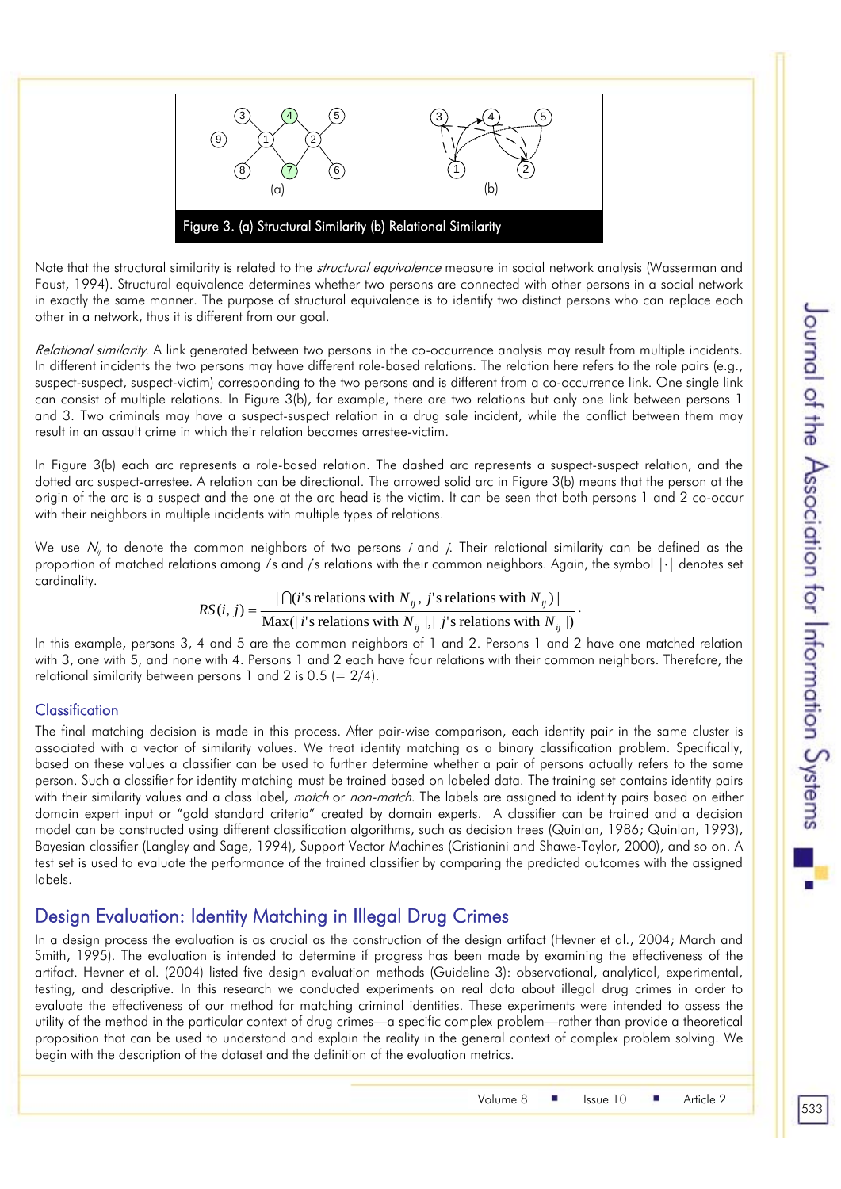Figure 3. (a) Structural Similarity (b) Relational Similarity

Note that the structural similarity is related to the *structural equivalence* measure in social network analysis (Wasserman and Faust, 1994). Structural equivalence determines whether two persons are connected with other persons in a social network in exactly the same manner. The purpose of structural equivalence is to identify two distinct persons who can replace each other in a network, thus it is different from our goal.

*Relational similarity*. A link generated between two persons in the co-occurrence analysis may result from multiple incidents. In different incidents the two persons may have different role-based relations. The relation here refers to the role pairs (e.g., suspect-suspect, suspect-victim) corresponding to the two persons and is different from a co-occurrence link. One single link can consist of multiple relations. In Figure 3(b), for example, there are two relations but only one link between persons 1 and 3. Two criminals may have a suspect-suspect relation in a drug sale incident, while the conflict between them may result in an assault crime in which their relation becomes arrestee-victim.

In Figure 3(b) each arc represents a role-based relation. The dashed arc represents a suspect-suspect relation, and the dotted arc suspect-arrestee. A relation can be directional. The arrowed solid arc in Figure 3(b) means that the person at the origin of the arc is a suspect and the one at the arc head is the victim. It can be seen that both persons 1 and 2 co-occur with their neighbors in multiple incidents with multiple types of relations.

We use $N_{ij}$ to denote the common neighbors of two persons *i* and *j*. Their relational similarity can be defined as the proportion of matched relations among *i*'s and *j*'s relations with their common neighbors. Again, the symbol $|\cdot|$ denotes set cardinality.

$$RS(i,j) = \frac{|\bigcap(i\text{'s relations with } N_{ij},\ j\text{'s relations with } N_{ij})|}{\text{Max}(|i\text{'s relations with } N_{ij}|, |j\text{'s relations with } N_{ij}|)}.$$

In this example, persons 3, 4 and 5 are the common neighbors of 1 and 2. Persons 1 and 2 have one matched relation with 3, one with 5, and none with 4. Persons 1 and 2 each have four relations with their common neighbors. Therefore, the relational similarity between persons 1 and 2 is 0.5 (= 2/4).

### Classification

The final matching decision is made in this process. After pair-wise comparison, each identity pair in the same cluster is associated with a vector of similarity values. We treat identity matching as a binary classification problem. Specifically, based on these values a classifier can be used to further determine whether a pair of persons actually refers to the same person. Such a classifier for identity matching must be trained based on labeled data. The training set contains identity pairs with their similarity values and a class label, *match* or *non-match*. The labels are assigned to identity pairs based on either domain expert input or "gold standard criteria" created by domain experts. A classifier can be trained and a decision model can be constructed using different classification algorithms, such as decision trees (Quinlan, 1986; Quinlan, 1993), Bayesian classifier (Langley and Sage, 1994), Support Vector Machines (Cristianini and Shawe-Taylor, 2000), and so on. A test set is used to evaluate the performance of the trained classifier by comparing the predicted outcomes with the assigned labels.

## Design Evaluation: Identity Matching in Illegal Drug Crimes

In a design process the evaluation is as crucial as the construction of the design artifact (Hevner et al., 2004; March and Smith, 1995). The evaluation is intended to determine if progress has been made by examining the effectiveness of the artifact. Hevner et al. (2004) listed five design evaluation methods (Guideline 3): observational, analytical, experimental, testing, and descriptive. In this research we conducted experiments on real data about illegal drug crimes in order to evaluate the effectiveness of our method for matching criminal identities. These experiments were intended to assess the utility of the method in the particular context of drug crimes—a specific complex problem—rather than provide a theoretical proposition that can be used to understand and explain the reality in the general context of complex problem solving. We begin with the description of the dataset and the definition of the evaluation metrics.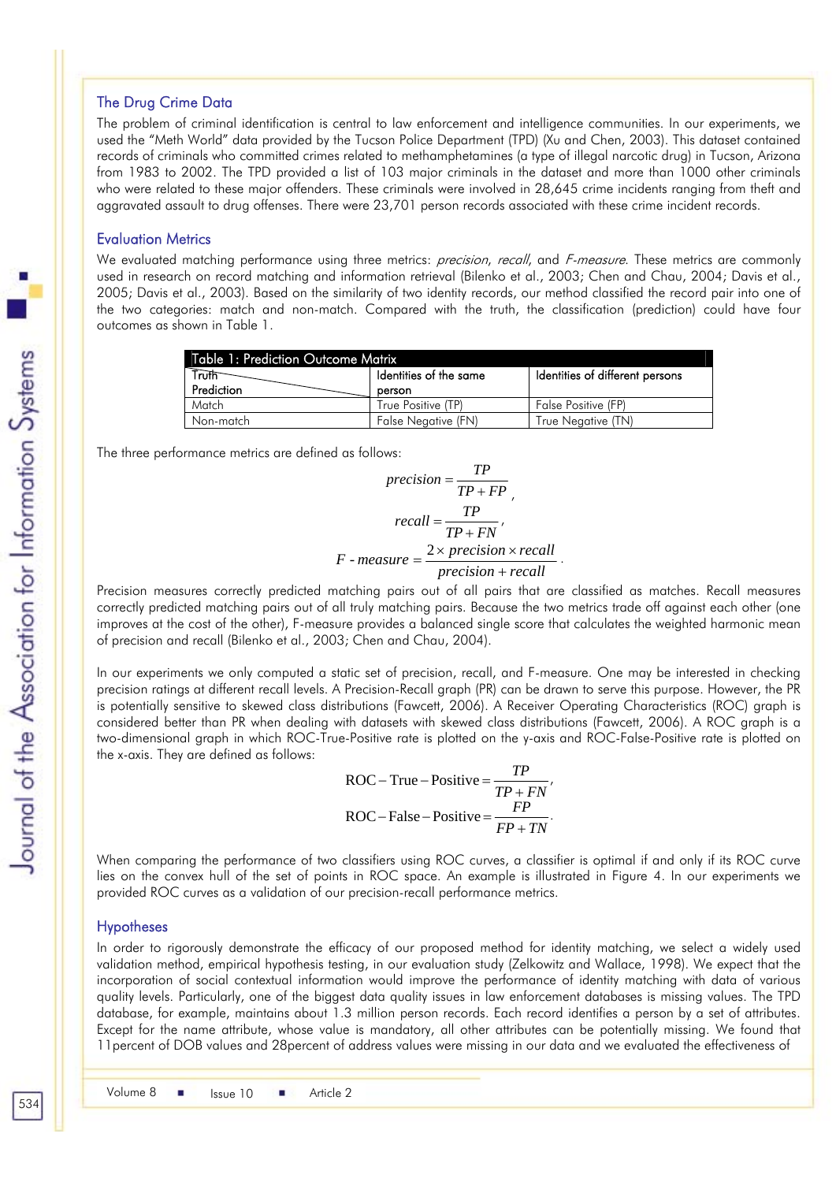### The Drug Crime Data

The problem of criminal identification is central to law enforcement and intelligence communities. In our experiments, we used the "Meth World" data provided by the Tucson Police Department (TPD) (Xu and Chen, 2003). This dataset contained records of criminals who committed crimes related to methamphetamines (a type of illegal narcotic drug) in Tucson, Arizona from 1983 to 2002. The TPD provided a list of 103 major criminals in the dataset and more than 1000 other criminals who were related to these major offenders. These criminals were involved in 28,645 crime incidents ranging from theft and aggravated assault to drug offenses. There were 23,701 person records associated with these crime incident records.

### Evaluation Metrics

We evaluated matching performance using three metrics: *precision*, *recall*, and *F-measure*. These metrics are commonly used in research on record matching and information retrieval (Bilenko et al., 2003; Chen and Chau, 2004; Davis et al., 2005; Davis et al., 2003). Based on the similarity of two identity records, our method classified the record pair into one of the two categories: match and non-match. Compared with the truth, the classification (prediction) could have four outcomes as shown in Table 1.

Table 1: Prediction Outcome Matrix

| Truth / Prediction | Identities of the same person | Identities of different persons |
|---|---|---|
| Match | True Positive (TP) | False Positive (FP) |
| Non-match | False Negative (FN) | True Negative (TN) |

The three performance metrics are defined as follows:

$$precision = \frac{TP}{TP + FP},$$

$$recall = \frac{TP}{TP + FN},$$

$$F\text{-}measure = \frac{2 \times precision \times recall}{precision + recall}.$$

Precision measures correctly predicted matching pairs out of all pairs that are classified as matches. Recall measures correctly predicted matching pairs out of all truly matching pairs. Because the two metrics trade off against each other (one improves at the cost of the other), F-measure provides a balanced single score that calculates the weighted harmonic mean of precision and recall (Bilenko et al., 2003; Chen and Chau, 2004).

In our experiments we only computed a static set of precision, recall, and F-measure. One may be interested in checking precision ratings at different recall levels. A Precision-Recall graph (PR) can be drawn to serve this purpose. However, the PR is potentially sensitive to skewed class distributions (Fawcett, 2006). A Receiver Operating Characteristics (ROC) graph is considered better than PR when dealing with datasets with skewed class distributions (Fawcett, 2006). A ROC graph is a two-dimensional graph in which ROC-True-Positive rate is plotted on the y-axis and ROC-False-Positive rate is plotted on the x-axis. They are defined as follows:

$$\text{ROC} - \text{True} - \text{Positive} = \frac{TP}{TP + FN},$$

$$\text{ROC} - \text{False} - \text{Positive} = \frac{FP}{FP + TN}.$$

When comparing the performance of two classifiers using ROC curves, a classifier is optimal if and only if its ROC curve lies on the convex hull of the set of points in ROC space. An example is illustrated in Figure 4. In our experiments we provided ROC curves as a validation of our precision-recall performance metrics.

### Hypotheses

In order to rigorously demonstrate the efficacy of our proposed method for identity matching, we select a widely used validation method, empirical hypothesis testing, in our evaluation study (Zelkowitz and Wallace, 1998). We expect that the incorporation of social contextual information would improve the performance of identity matching with data of various quality levels. Particularly, one of the biggest data quality issues in law enforcement databases is missing values. The TPD database, for example, maintains about 1.3 million person records. Each record identifies a person by a set of attributes. Except for the name attribute, whose value is mandatory, all other attributes can be potentially missing. We found that 11percent of DOB values and 28percent of address values were missing in our data and we evaluated the effectiveness of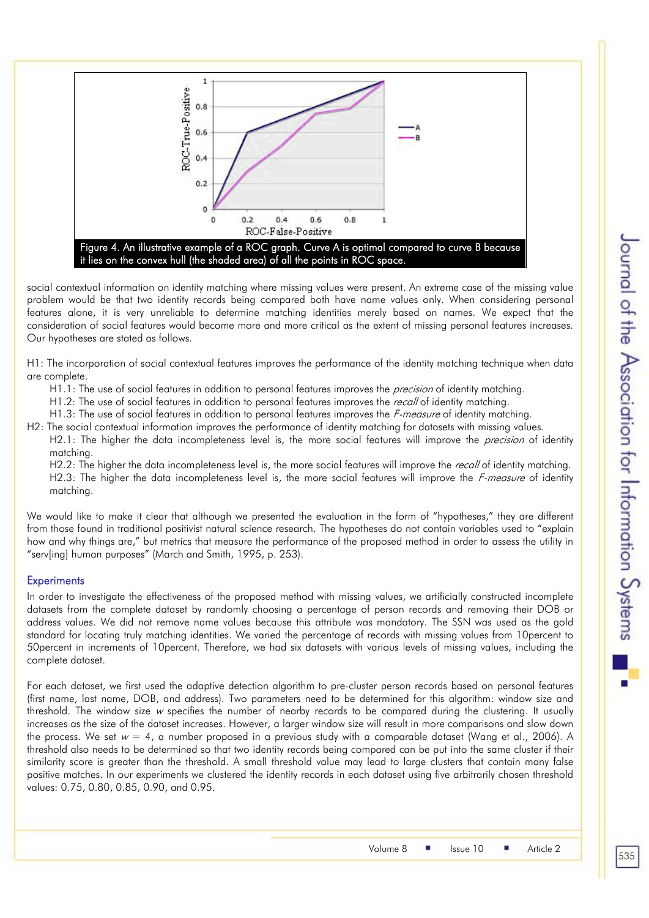Figure 4. An illustrative example of a ROC graph. Curve A is optimal compared to curve B because it lies on the convex hull (the shaded area) of all the points in ROC space.

social contextual information on identity matching where missing values were present. An extreme case of the missing value problem would be that two identity records being compared both have name values only. When considering personal features alone, it is very unreliable to determine matching identities merely based on names. We expect that the consideration of social features would become more and more critical as the extent of missing personal features increases. Our hypotheses are stated as follows.

H1: The incorporation of social contextual features improves the performance of the identity matching technique when data are complete.

- H1.1: The use of social features in addition to personal features improves the *precision* of identity matching.
- H1.2: The use of social features in addition to personal features improves the *recall* of identity matching.
- H1.3: The use of social features in addition to personal features improves the *F-measure* of identity matching.

H2: The social contextual information improves the performance of identity matching for datasets with missing values.

- H2.1: The higher the data incompleteness level is, the more social features will improve the *precision* of identity matching.
- H2.2: The higher the data incompleteness level is, the more social features will improve the *recall* of identity matching.
- H2.3: The higher the data incompleteness level is, the more social features will improve the *F-measure* of identity matching.

We would like to make it clear that although we presented the evaluation in the form of "hypotheses," they are different from those found in traditional positivist natural science research. The hypotheses do not contain variables used to "explain how and why things are," but metrics that measure the performance of the proposed method in order to assess the utility in "serv[ing] human purposes" (March and Smith, 1995, p. 253).

## Experiments

In order to investigate the effectiveness of the proposed method with missing values, we artificially constructed incomplete datasets from the complete dataset by randomly choosing a percentage of person records and removing their DOB or address values. We did not remove name values because this attribute was mandatory. The SSN was used as the gold standard for locating truly matching identities. We varied the percentage of records with missing values from 10percent to 50percent in increments of 10percent. Therefore, we had six datasets with various levels of missing values, including the complete dataset.

For each dataset, we first used the adaptive detection algorithm to pre-cluster person records based on personal features (first name, last name, DOB, and address). Two parameters need to be determined for this algorithm: window size and threshold. The window size $w$ specifies the number of nearby records to be compared during the clustering. It usually increases as the size of the dataset increases. However, a larger window size will result in more comparisons and slow down the process. We set $w = 4$, a number proposed in a previous study with a comparable dataset (Wang et al., 2006). A threshold also needs to be determined so that two identity records being compared can be put into the same cluster if their similarity score is greater than the threshold. A small threshold value may lead to large clusters that contain many false positive matches. In our experiments we clustered the identity records in each dataset using five arbitrarily chosen threshold values: 0.75, 0.80, 0.85, 0.90, and 0.95.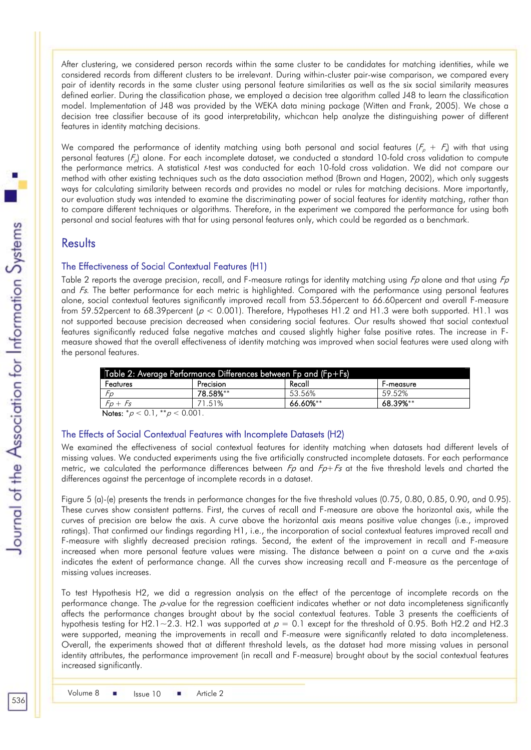After clustering, we considered person records within the same cluster to be candidates for matching identities, while we considered records from different clusters to be irrelevant. During within-cluster pair-wise comparison, we compared every pair of identity records in the same cluster using personal feature similarities as well as the six social similarity measures defined earlier. During the classification phase, we employed a decision tree algorithm called J48 to learn the classification model. Implementation of J48 was provided by the WEKA data mining package (Witten and Frank, 2005). We chose a decision tree classifier because of its good interpretability, whichcan help analyze the distinguishing power of different features in identity matching decisions.

We compared the performance of identity matching using both personal and social features ($F_p + F_s$) with that using personal features ($F_p$) alone. For each incomplete dataset, we conducted a standard 10-fold cross validation to compute the performance metrics. A statistical *t*-test was conducted for each 10-fold cross validation. We did not compare our method with other existing techniques such as the data association method (Brown and Hagen, 2002), which only suggests ways for calculating similarity between records and provides no model or rules for matching decisions. More importantly, our evaluation study was intended to examine the discriminating power of social features for identity matching, rather than to compare different techniques or algorithms. Therefore, in the experiment we compared the performance for using both personal and social features with that for using personal features only, which could be regarded as a benchmark.

## Results

### The Effectiveness of Social Contextual Features (H1)

Table 2 reports the average precision, recall, and F-measure ratings for identity matching using *Fp* alone and that using *Fp* and *Fs*. The better performance for each metric is highlighted. Compared with the performance using personal features alone, social contextual features significantly improved recall from 53.56percent to 66.60percent and overall F-measure from 59.52percent to 68.39percent ($p < 0.001$). Therefore, Hypotheses H1.2 and H1.3 were both supported. H1.1 was not supported because precision decreased when considering social features. Our results showed that social contextual features significantly reduced false negative matches and caused slightly higher false positive rates. The increase in F-measure showed that the overall effectiveness of identity matching was improved when social features were used along with the personal features.

Table 2: Average Performance Differences between Fp and (Fp+Fs)

| Features | Precision | Recall | F-measure |
|---|---|---|---|
| *Fp* | **78.58%**** | 53.56% | 59.52% |
| *Fp + Fs* | 71.51% | **66.60%**** | **68.39%**** |

Notes: *$p < 0.1$, **$p < 0.001$.

### The Effects of Social Contextual Features with Incomplete Datasets (H2)

We examined the effectiveness of social contextual features for identity matching when datasets had different levels of missing values. We conducted experiments using the five artificially constructed incomplete datasets. For each performance metric, we calculated the performance differences between *Fp* and *Fp+Fs* at the five threshold levels and charted the differences against the percentage of incomplete records in a dataset.

Figure 5 (a)-(e) presents the trends in performance changes for the five threshold values (0.75, 0.80, 0.85, 0.90, and 0.95). These curves show consistent patterns. First, the curves of recall and F-measure are above the horizontal axis, while the curves of precision are below the axis. A curve above the horizontal axis means positive value changes (i.e., improved ratings). That confirmed our findings regarding H1, i.e., the incorporation of social contextual features improved recall and F-measure with slightly decreased precision ratings. Second, the extent of the improvement in recall and F-measure increased when more personal feature values were missing. The distance between a point on a curve and the *x*-axis indicates the extent of performance change. All the curves show increasing recall and F-measure as the percentage of missing values increases.

To test Hypothesis H2, we did a regression analysis on the effect of the percentage of incomplete records on the performance change. The *p*-value for the regression coefficient indicates whether or not data incompleteness significantly affects the performance changes brought about by the social contextual features. Table 3 presents the coefficients of hypothesis testing for H2.1~2.3. H2.1 was supported at $p = 0.1$ except for the threshold of 0.95. Both H2.2 and H2.3 were supported, meaning the improvements in recall and F-measure were significantly related to data incompleteness. Overall, the experiments showed that at different threshold levels, as the dataset had more missing values in personal identity attributes, the performance improvement (in recall and F-measure) brought about by the social contextual features increased significantly.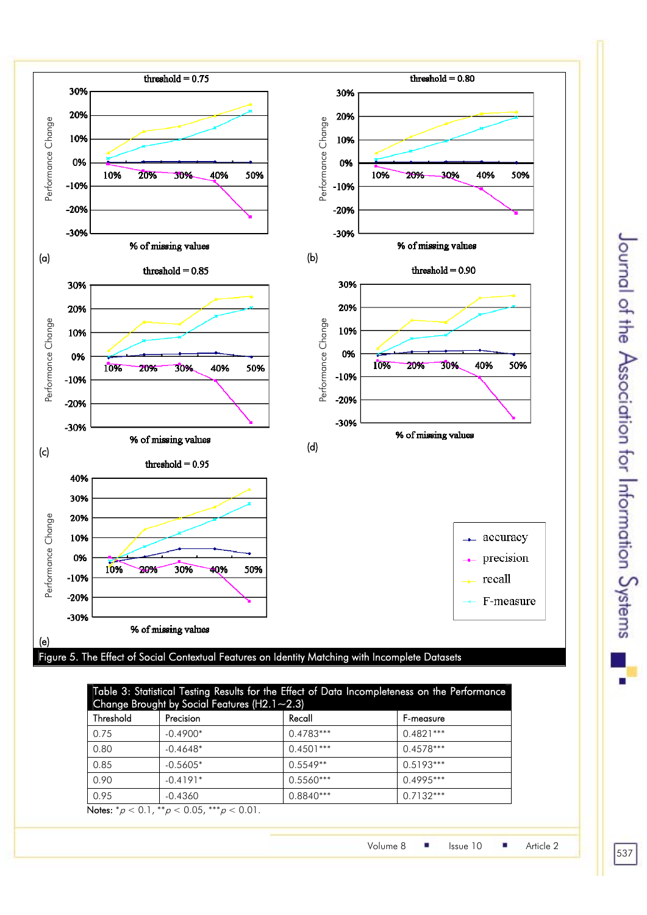Figure 5. The Effect of Social Contextual Features on Identity Matching with Incomplete Datasets

Table 3: Statistical Testing Results for the Effect of Data Incompleteness on the Performance Change Brought by Social Features (H2.1~2.3)

| Threshold | Precision | Recall | F-measure |
|---|---|---|---|
| 0.75 | -0.4900* | 0.4783*** | 0.4821*** |
| 0.80 | -0.4648* | 0.4501*** | 0.4578*** |
| 0.85 | -0.5605* | 0.5549** | 0.5193*** |
| 0.90 | -0.4191* | 0.5560*** | 0.4995*** |
| 0.95 | -0.4360 | 0.8840*** | 0.7132*** |

Notes: $^{*}p < 0.1$, $^{**}p < 0.05$, $^{***}p < 0.01$.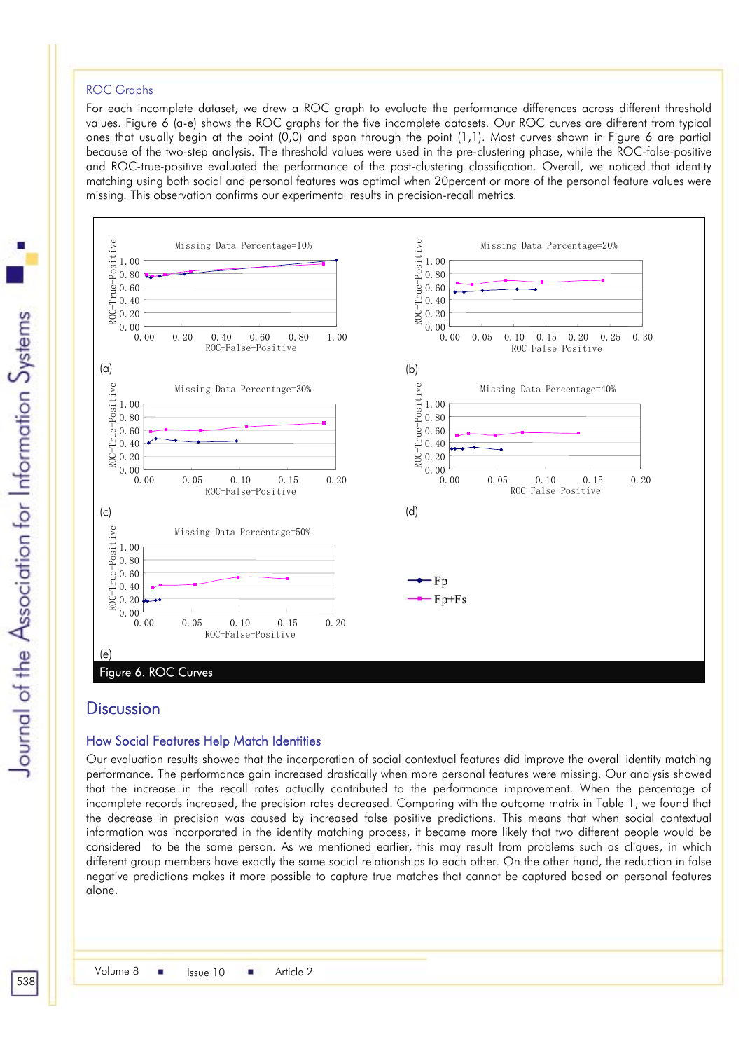### ROC Graphs

For each incomplete dataset, we drew a ROC graph to evaluate the performance differences across different threshold values. Figure 6 (a-e) shows the ROC graphs for the five incomplete datasets. Our ROC curves are different from typical ones that usually begin at the point (0,0) and span through the point (1,1). Most curves shown in Figure 6 are partial because of the two-step analysis. The threshold values were used in the pre-clustering phase, while the ROC-false-positive and ROC-true-positive evaluated the performance of the post-clustering classification. Overall, we noticed that identity matching using both social and personal features was optimal when 20percent or more of the personal feature values were missing. This observation confirms our experimental results in precision-recall metrics.

Figure 6. ROC Curves

## Discussion

### How Social Features Help Match Identities

Our evaluation results showed that the incorporation of social contextual features did improve the overall identity matching performance. The performance gain increased drastically when more personal features were missing. Our analysis showed that the increase in the recall rates actually contributed to the performance improvement. When the percentage of incomplete records increased, the precision rates decreased. Comparing with the outcome matrix in Table 1, we found that the decrease in precision was caused by increased false positive predictions. This means that when social contextual information was incorporated in the identity matching process, it became more likely that two different people would be considered to be the same person. As we mentioned earlier, this may result from problems such as cliques, in which different group members have exactly the same social relationships to each other. On the other hand, the reduction in false negative predictions makes it more possible to capture true matches that cannot be captured based on personal features alone.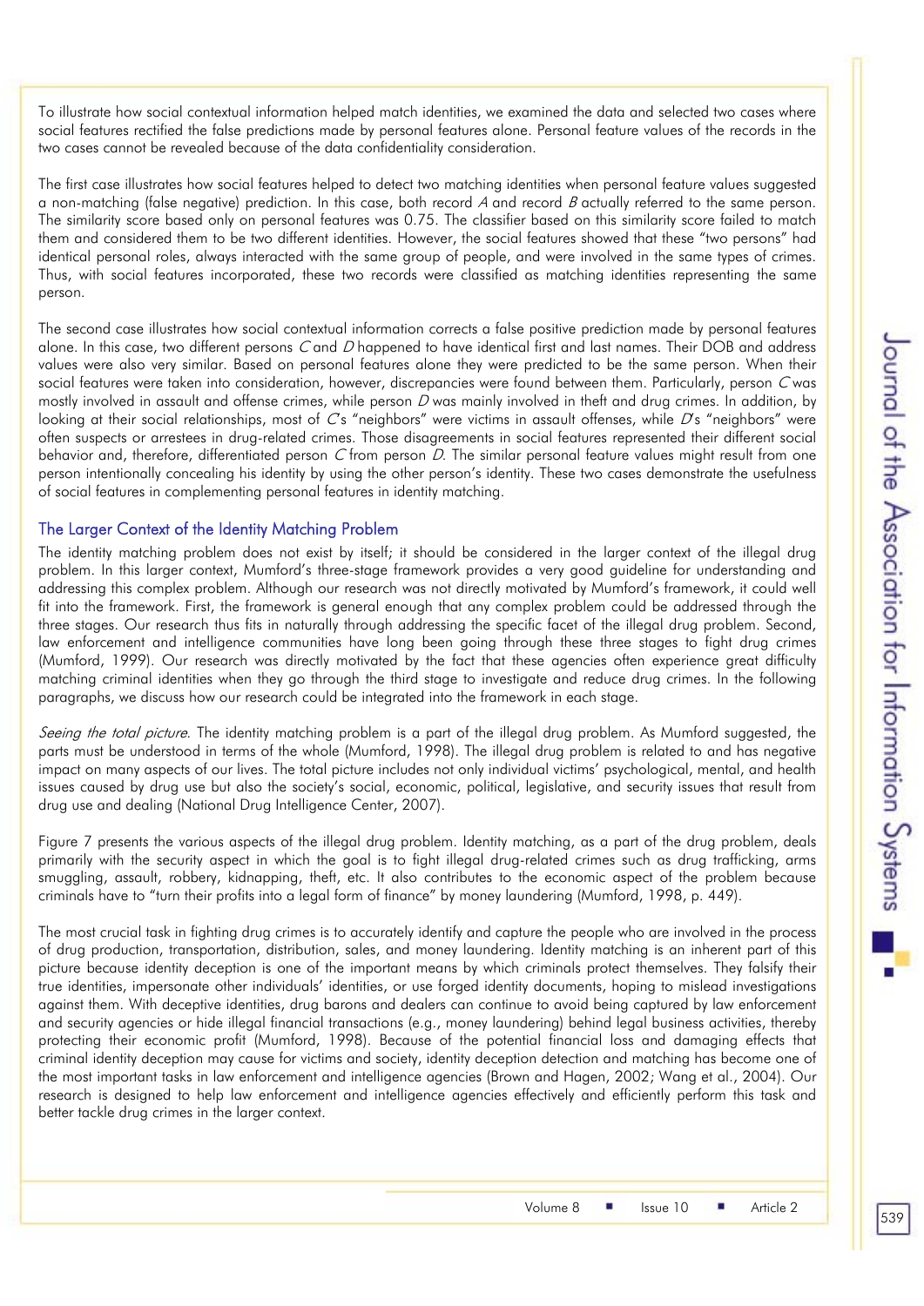To illustrate how social contextual information helped match identities, we examined the data and selected two cases where social features rectified the false predictions made by personal features alone. Personal feature values of the records in the two cases cannot be revealed because of the data confidentiality consideration.

The first case illustrates how social features helped to detect two matching identities when personal feature values suggested a non-matching (false negative) prediction. In this case, both record *A* and record *B* actually referred to the same person. The similarity score based only on personal features was 0.75. The classifier based on this similarity score failed to match them and considered them to be two different identities. However, the social features showed that these "two persons" had identical personal roles, always interacted with the same group of people, and were involved in the same types of crimes. Thus, with social features incorporated, these two records were classified as matching identities representing the same person.

The second case illustrates how social contextual information corrects a false positive prediction made by personal features alone. In this case, two different persons *C* and *D* happened to have identical first and last names. Their DOB and address values were also very similar. Based on personal features alone they were predicted to be the same person. When their social features were taken into consideration, however, discrepancies were found between them. Particularly, person *C* was mostly involved in assault and offense crimes, while person *D* was mainly involved in theft and drug crimes. In addition, by looking at their social relationships, most of *C*'s "neighbors" were victims in assault offenses, while *D*'s "neighbors" were often suspects or arrestees in drug-related crimes. Those disagreements in social features represented their different social behavior and, therefore, differentiated person *C* from person *D*. The similar personal feature values might result from one person intentionally concealing his identity by using the other person's identity. These two cases demonstrate the usefulness of social features in complementing personal features in identity matching.

## The Larger Context of the Identity Matching Problem

The identity matching problem does not exist by itself; it should be considered in the larger context of the illegal drug problem. In this larger context, Mumford's three-stage framework provides a very good guideline for understanding and addressing this complex problem. Although our research was not directly motivated by Mumford's framework, it could well fit into the framework. First, the framework is general enough that any complex problem could be addressed through the three stages. Our research thus fits in naturally through addressing the specific facet of the illegal drug problem. Second, law enforcement and intelligence communities have long been going through these three stages to fight drug crimes (Mumford, 1999). Our research was directly motivated by the fact that these agencies often experience great difficulty matching criminal identities when they go through the third stage to investigate and reduce drug crimes. In the following paragraphs, we discuss how our research could be integrated into the framework in each stage.

*Seeing the total picture*. The identity matching problem is a part of the illegal drug problem. As Mumford suggested, the parts must be understood in terms of the whole (Mumford, 1998). The illegal drug problem is related to and has negative impact on many aspects of our lives. The total picture includes not only individual victims' psychological, mental, and health issues caused by drug use but also the society's social, economic, political, legislative, and security issues that result from drug use and dealing (National Drug Intelligence Center, 2007).

Figure 7 presents the various aspects of the illegal drug problem. Identity matching, as a part of the drug problem, deals primarily with the security aspect in which the goal is to fight illegal drug-related crimes such as drug trafficking, arms smuggling, assault, robbery, kidnapping, theft, etc. It also contributes to the economic aspect of the problem because criminals have to "turn their profits into a legal form of finance" by money laundering (Mumford, 1998, p. 449).

The most crucial task in fighting drug crimes is to accurately identify and capture the people who are involved in the process of drug production, transportation, distribution, sales, and money laundering. Identity matching is an inherent part of this picture because identity deception is one of the important means by which criminals protect themselves. They falsify their true identities, impersonate other individuals' identities, or use forged identity documents, hoping to mislead investigations against them. With deceptive identities, drug barons and dealers can continue to avoid being captured by law enforcement and security agencies or hide illegal financial transactions (e.g., money laundering) behind legal business activities, thereby protecting their economic profit (Mumford, 1998). Because of the potential financial loss and damaging effects that criminal identity deception may cause for victims and society, identity deception detection and matching has become one of the most important tasks in law enforcement and intelligence agencies (Brown and Hagen, 2002; Wang et al., 2004). Our research is designed to help law enforcement and intelligence agencies effectively and efficiently perform this task and better tackle drug crimes in the larger context.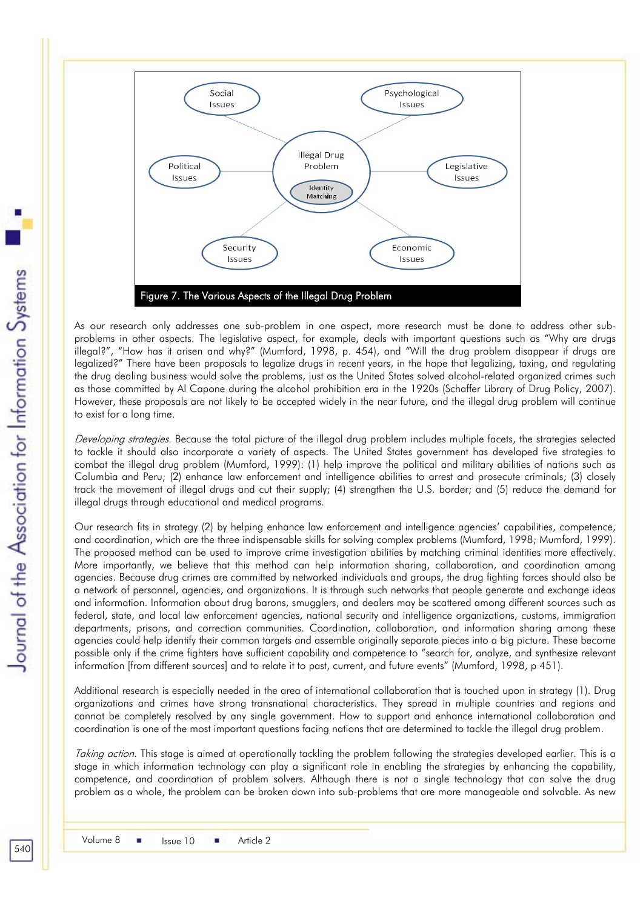Figure 7. The Various Aspects of the Illegal Drug Problem

As our research only addresses one sub-problem in one aspect, more research must be done to address other sub-problems in other aspects. The legislative aspect, for example, deals with important questions such as "Why are drugs illegal?", "How has it arisen and why?" (Mumford, 1998, p. 454), and "Will the drug problem disappear if drugs are legalized?" There have been proposals to legalize drugs in recent years, in the hope that legalizing, taxing, and regulating the drug dealing business would solve the problems, just as the United States solved alcohol-related organized crimes such as those committed by Al Capone during the alcohol prohibition era in the 1920s (Schaffer Library of Drug Policy, 2007). However, these proposals are not likely to be accepted widely in the near future, and the illegal drug problem will continue to exist for a long time.

*Developing strategies*. Because the total picture of the illegal drug problem includes multiple facets, the strategies selected to tackle it should also incorporate a variety of aspects. The United States government has developed five strategies to combat the illegal drug problem (Mumford, 1999): (1) help improve the political and military abilities of nations such as Columbia and Peru; (2) enhance law enforcement and intelligence abilities to arrest and prosecute criminals; (3) closely track the movement of illegal drugs and cut their supply; (4) strengthen the U.S. border; and (5) reduce the demand for illegal drugs through educational and medical programs.

Our research fits in strategy (2) by helping enhance law enforcement and intelligence agencies' capabilities, competence, and coordination, which are the three indispensable skills for solving complex problems (Mumford, 1998; Mumford, 1999). The proposed method can be used to improve crime investigation abilities by matching criminal identities more effectively. More importantly, we believe that this method can help information sharing, collaboration, and coordination among agencies. Because drug crimes are committed by networked individuals and groups, the drug fighting forces should also be a network of personnel, agencies, and organizations. It is through such networks that people generate and exchange ideas and information. Information about drug barons, smugglers, and dealers may be scattered among different sources such as federal, state, and local law enforcement agencies, national security and intelligence organizations, customs, immigration departments, prisons, and correction communities. Coordination, collaboration, and information sharing among these agencies could help identify their common targets and assemble originally separate pieces into a big picture. These become possible only if the crime fighters have sufficient capability and competence to "search for, analyze, and synthesize relevant information [from different sources] and to relate it to past, current, and future events" (Mumford, 1998, p 451).

Additional research is especially needed in the area of international collaboration that is touched upon in strategy (1). Drug organizations and crimes have strong transnational characteristics. They spread in multiple countries and regions and cannot be completely resolved by any single government. How to support and enhance international collaboration and coordination is one of the most important questions facing nations that are determined to tackle the illegal drug problem.

*Taking action*. This stage is aimed at operationally tackling the problem following the strategies developed earlier. This is a stage in which information technology can play a significant role in enabling the strategies by enhancing the capability, competence, and coordination of problem solvers. Although there is not a single technology that can solve the drug problem as a whole, the problem can be broken down into sub-problems that are more manageable and solvable. As new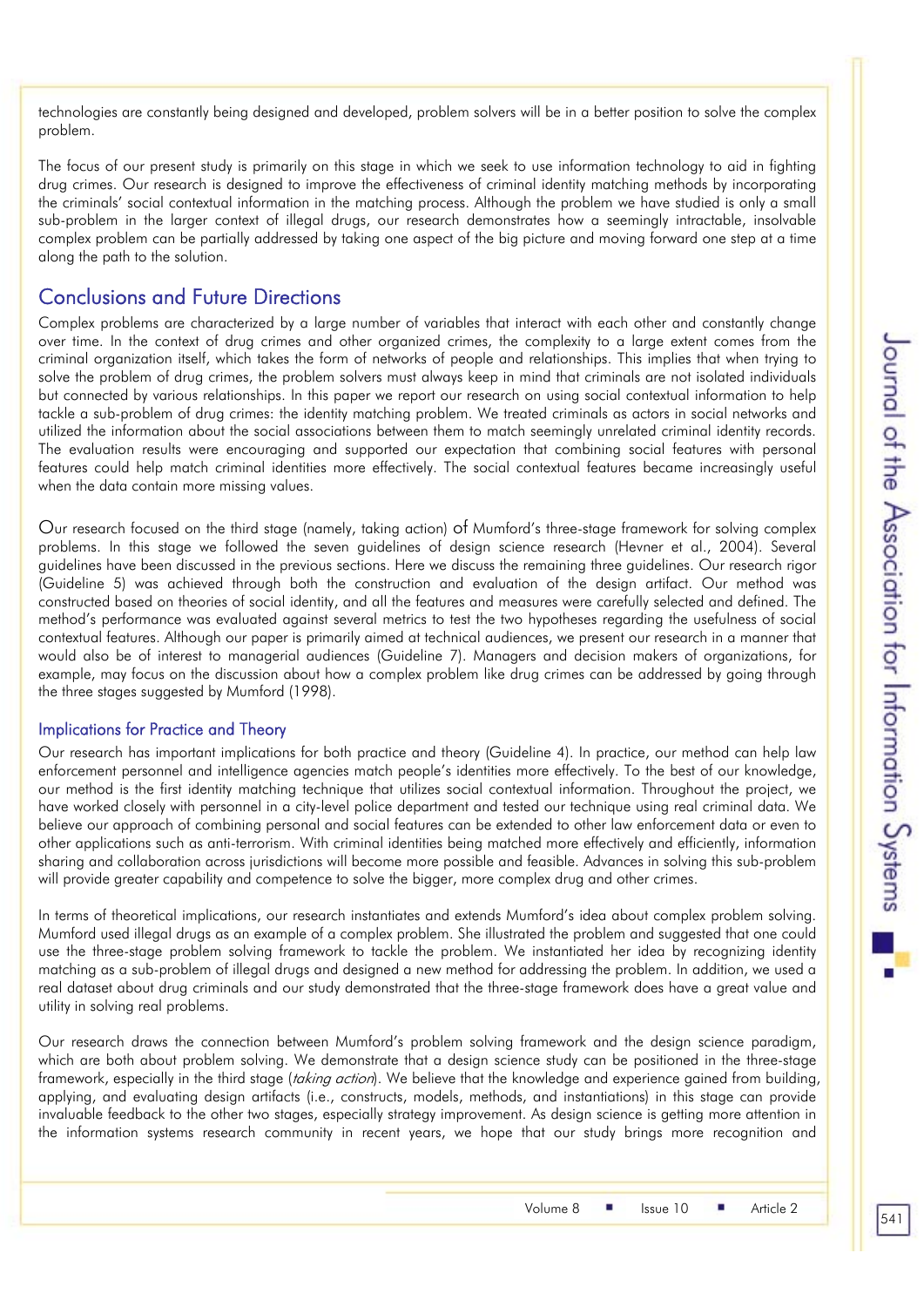technologies are constantly being designed and developed, problem solvers will be in a better position to solve the complex problem.

The focus of our present study is primarily on this stage in which we seek to use information technology to aid in fighting drug crimes. Our research is designed to improve the effectiveness of criminal identity matching methods by incorporating the criminals' social contextual information in the matching process. Although the problem we have studied is only a small sub-problem in the larger context of illegal drugs, our research demonstrates how a seemingly intractable, insolvable complex problem can be partially addressed by taking one aspect of the big picture and moving forward one step at a time along the path to the solution.

## Conclusions and Future Directions

Complex problems are characterized by a large number of variables that interact with each other and constantly change over time. In the context of drug crimes and other organized crimes, the complexity to a large extent comes from the criminal organization itself, which takes the form of networks of people and relationships. This implies that when trying to solve the problem of drug crimes, the problem solvers must always keep in mind that criminals are not isolated individuals but connected by various relationships. In this paper we report our research on using social contextual information to help tackle a sub-problem of drug crimes: the identity matching problem. We treated criminals as actors in social networks and utilized the information about the social associations between them to match seemingly unrelated criminal identity records. The evaluation results were encouraging and supported our expectation that combining social features with personal features could help match criminal identities more effectively. The social contextual features became increasingly useful when the data contain more missing values.

Our research focused on the third stage (namely, taking action) of Mumford's three-stage framework for solving complex problems. In this stage we followed the seven guidelines of design science research (Hevner et al., 2004). Several guidelines have been discussed in the previous sections. Here we discuss the remaining three guidelines. Our research rigor (Guideline 5) was achieved through both the construction and evaluation of the design artifact. Our method was constructed based on theories of social identity, and all the features and measures were carefully selected and defined. The method's performance was evaluated against several metrics to test the two hypotheses regarding the usefulness of social contextual features. Although our paper is primarily aimed at technical audiences, we present our research in a manner that would also be of interest to managerial audiences (Guideline 7). Managers and decision makers of organizations, for example, may focus on the discussion about how a complex problem like drug crimes can be addressed by going through the three stages suggested by Mumford (1998).

### Implications for Practice and Theory

Our research has important implications for both practice and theory (Guideline 4). In practice, our method can help law enforcement personnel and intelligence agencies match people's identities more effectively. To the best of our knowledge, our method is the first identity matching technique that utilizes social contextual information. Throughout the project, we have worked closely with personnel in a city-level police department and tested our technique using real criminal data. We believe our approach of combining personal and social features can be extended to other law enforcement data or even to other applications such as anti-terrorism. With criminal identities being matched more effectively and efficiently, information sharing and collaboration across jurisdictions will become more possible and feasible. Advances in solving this sub-problem will provide greater capability and competence to solve the bigger, more complex drug and other crimes.

In terms of theoretical implications, our research instantiates and extends Mumford's idea about complex problem solving. Mumford used illegal drugs as an example of a complex problem. She illustrated the problem and suggested that one could use the three-stage problem solving framework to tackle the problem. We instantiated her idea by recognizing identity matching as a sub-problem of illegal drugs and designed a new method for addressing the problem. In addition, we used a real dataset about drug criminals and our study demonstrated that the three-stage framework does have a great value and utility in solving real problems.

Our research draws the connection between Mumford's problem solving framework and the design science paradigm, which are both about problem solving. We demonstrate that a design science study can be positioned in the three-stage framework, especially in the third stage (*taking action*). We believe that the knowledge and experience gained from building, applying, and evaluating design artifacts (i.e., constructs, models, methods, and instantiations) in this stage can provide invaluable feedback to the other two stages, especially strategy improvement. As design science is getting more attention in the information systems research community in recent years, we hope that our study brings more recognition and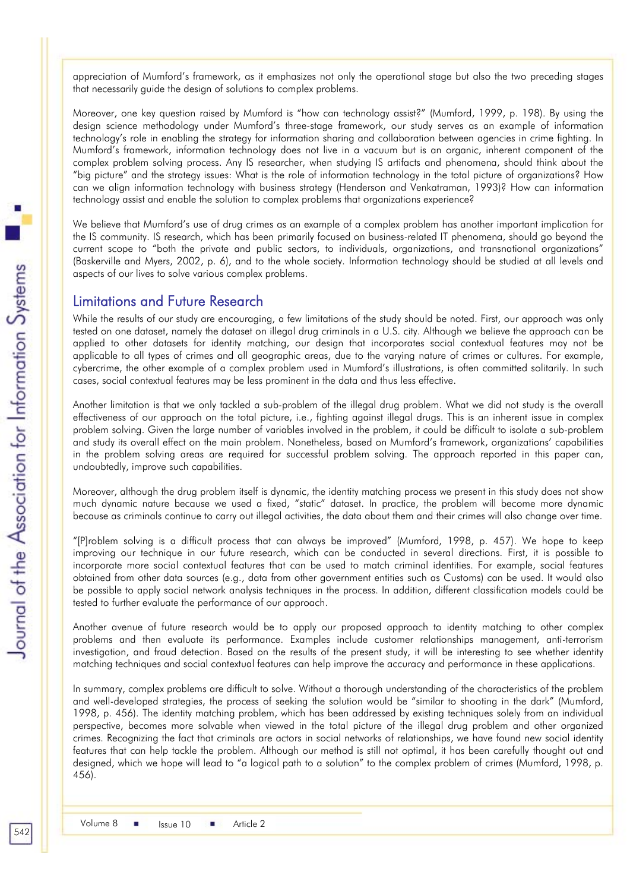appreciation of Mumford's framework, as it emphasizes not only the operational stage but also the two preceding stages that necessarily guide the design of solutions to complex problems.

Moreover, one key question raised by Mumford is "how can technology assist?" (Mumford, 1999, p. 198). By using the design science methodology under Mumford's three-stage framework, our study serves as an example of information technology's role in enabling the strategy for information sharing and collaboration between agencies in crime fighting. In Mumford's framework, information technology does not live in a vacuum but is an organic, inherent component of the complex problem solving process. Any IS researcher, when studying IS artifacts and phenomena, should think about the "big picture" and the strategy issues: What is the role of information technology in the total picture of organizations? How can we align information technology with business strategy (Henderson and Venkatraman, 1993)? How can information technology assist and enable the solution to complex problems that organizations experience?

We believe that Mumford's use of drug crimes as an example of a complex problem has another important implication for the IS community. IS research, which has been primarily focused on business-related IT phenomena, should go beyond the current scope to "both the private and public sectors, to individuals, organizations, and transnational organizations" (Baskerville and Myers, 2002, p. 6), and to the whole society. Information technology should be studied at all levels and aspects of our lives to solve various complex problems.

## Limitations and Future Research

While the results of our study are encouraging, a few limitations of the study should be noted. First, our approach was only tested on one dataset, namely the dataset on illegal drug criminals in a U.S. city. Although we believe the approach can be applied to other datasets for identity matching, our design that incorporates social contextual features may not be applicable to all types of crimes and all geographic areas, due to the varying nature of crimes or cultures. For example, cybercrime, the other example of a complex problem used in Mumford's illustrations, is often committed solitarily. In such cases, social contextual features may be less prominent in the data and thus less effective.

Another limitation is that we only tackled a sub-problem of the illegal drug problem. What we did not study is the overall effectiveness of our approach on the total picture, i.e., fighting against illegal drugs. This is an inherent issue in complex problem solving. Given the large number of variables involved in the problem, it could be difficult to isolate a sub-problem and study its overall effect on the main problem. Nonetheless, based on Mumford's framework, organizations' capabilities in the problem solving areas are required for successful problem solving. The approach reported in this paper can, undoubtedly, improve such capabilities.

Moreover, although the drug problem itself is dynamic, the identity matching process we present in this study does not show much dynamic nature because we used a fixed, "static" dataset. In practice, the problem will become more dynamic because as criminals continue to carry out illegal activities, the data about them and their crimes will also change over time.

"[P]roblem solving is a difficult process that can always be improved" (Mumford, 1998, p. 457). We hope to keep improving our technique in our future research, which can be conducted in several directions. First, it is possible to incorporate more social contextual features that can be used to match criminal identities. For example, social features obtained from other data sources (e.g., data from other government entities such as Customs) can be used. It would also be possible to apply social network analysis techniques in the process. In addition, different classification models could be tested to further evaluate the performance of our approach.

Another avenue of future research would be to apply our proposed approach to identity matching to other complex problems and then evaluate its performance. Examples include customer relationships management, anti-terrorism investigation, and fraud detection. Based on the results of the present study, it will be interesting to see whether identity matching techniques and social contextual features can help improve the accuracy and performance in these applications.

In summary, complex problems are difficult to solve. Without a thorough understanding of the characteristics of the problem and well-developed strategies, the process of seeking the solution would be "similar to shooting in the dark" (Mumford, 1998, p. 456). The identity matching problem, which has been addressed by existing techniques solely from an individual perspective, becomes more solvable when viewed in the total picture of the illegal drug problem and other organized crimes. Recognizing the fact that criminals are actors in social networks of relationships, we have found new social identity features that can help tackle the problem. Although our method is still not optimal, it has been carefully thought out and designed, which we hope will lead to "a logical path to a solution" to the complex problem of crimes (Mumford, 1998, p. 456).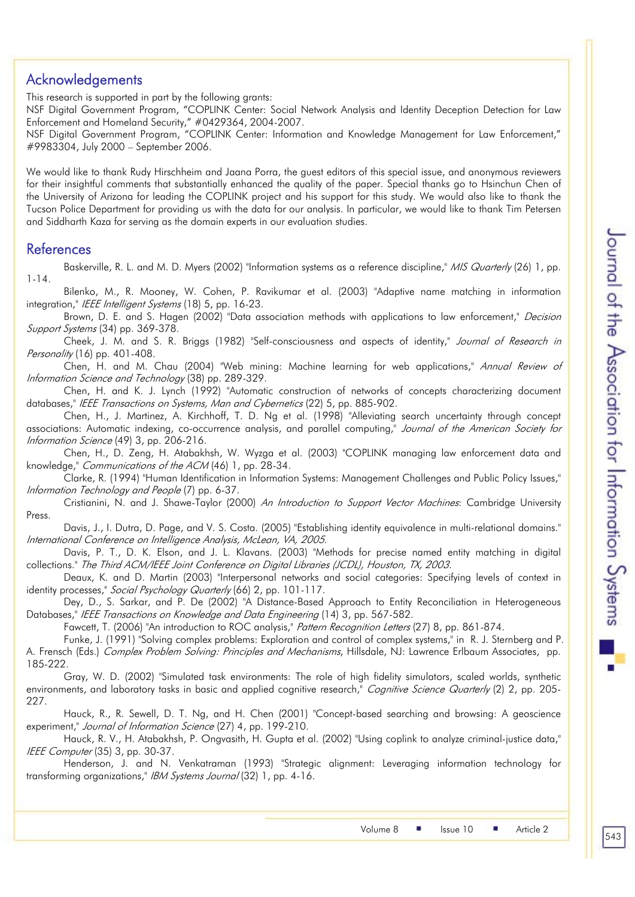## Acknowledgements

This research is supported in part by the following grants:
NSF Digital Government Program, "COPLINK Center: Social Network Analysis and Identity Deception Detection for Law Enforcement and Homeland Security," #0429364, 2004-2007.
NSF Digital Government Program, "COPLINK Center: Information and Knowledge Management for Law Enforcement," #9983304, July 2000 – September 2006.

We would like to thank Rudy Hirschheim and Jaana Porra, the guest editors of this special issue, and anonymous reviewers for their insightful comments that substantially enhanced the quality of the paper. Special thanks go to Hsinchun Chen of the University of Arizona for leading the COPLINK project and his support for this study. We would also like to thank the Tucson Police Department for providing us with the data for our analysis. In particular, we would like to thank Tim Petersen and Siddharth Kaza for serving as the domain experts in our evaluation studies.

## References

Baskerville, R. L. and M. D. Myers (2002) "Information systems as a reference discipline," *MIS Quarterly* (26) 1, pp. 1-14.

Bilenko, M., R. Mooney, W. Cohen, P. Ravikumar et al. (2003) "Adaptive name matching in information integration," *IEEE Intelligent Systems* (18) 5, pp. 16-23.

Brown, D. E. and S. Hagen (2002) "Data association methods with applications to law enforcement," *Decision Support Systems* (34) pp. 369-378.

Cheek, J. M. and S. R. Briggs (1982) "Self-consciousness and aspects of identity," *Journal of Research in Personality* (16) pp. 401-408.

Chen, H. and M. Chau (2004) "Web mining: Machine learning for web applications," *Annual Review of Information Science and Technology* (38) pp. 289-329.

Chen, H. and K. J. Lynch (1992) "Automatic construction of networks of concepts characterizing document databases," *IEEE Transactions on Systems, Man and Cybernetics* (22) 5, pp. 885-902.

Chen, H., J. Martinez, A. Kirchhoff, T. D. Ng et al. (1998) "Alleviating search uncertainty through concept associations: Automatic indexing, co-occurrence analysis, and parallel computing," *Journal of the American Society for Information Science* (49) 3, pp. 206-216.

Chen, H., D. Zeng, H. Atabakhsh, W. Wyzga et al. (2003) "COPLINK managing law enforcement data and knowledge," *Communications of the ACM* (46) 1, pp. 28-34.

Clarke, R. (1994) "Human Identification in Information Systems: Management Challenges and Public Policy Issues," *Information Technology and People* (7) pp. 6-37.

Cristianini, N. and J. Shawe-Taylor (2000) *An Introduction to Support Vector Machines*: Cambridge University Press.

Davis, J., I. Dutra, D. Page, and V. S. Costa. (2005) "Establishing identity equivalence in multi-relational domains." *International Conference on Intelligence Analysis, McLean, VA, 2005*.

Davis, P. T., D. K. Elson, and J. L. Klavans. (2003) "Methods for precise named entity matching in digital collections." *The Third ACM/IEEE Joint Conference on Digital Libraries (JCDL), Houston, TX, 2003*.

Deaux, K. and D. Martin (2003) "Interpersonal networks and social categories: Specifying levels of context in identity processes," *Social Psychology Quarterly* (66) 2, pp. 101-117.

Dey, D., S. Sarkar, and P. De (2002) "A Distance-Based Approach to Entity Reconciliation in Heterogeneous Databases," *IEEE Transactions on Knowledge and Data Engineering* (14) 3, pp. 567-582.

Fawcett, T. (2006) "An introduction to ROC analysis," *Pattern Recognition Letters* (27) 8, pp. 861-874.

Funke, J. (1991) "Solving complex problems: Exploration and control of complex systems," in R. J. Sternberg and P. A. Frensch (Eds.) *Complex Problem Solving: Principles and Mechanisms*, Hillsdale, NJ: Lawrence Erlbaum Associates, pp. 185-222.

Gray, W. D. (2002) "Simulated task environments: The role of high fidelity simulators, scaled worlds, synthetic environments, and laboratory tasks in basic and applied cognitive research," *Cognitive Science Quarterly* (2) 2, pp. 205-227.

Hauck, R., R. Sewell, D. T. Ng, and H. Chen (2001) "Concept-based searching and browsing: A geoscience experiment," *Journal of Information Science* (27) 4, pp. 199-210.

Hauck, R. V., H. Atabakhsh, P. Ongvasith, H. Gupta et al. (2002) "Using coplink to analyze criminal-justice data," *IEEE Computer* (35) 3, pp. 30-37.

Henderson, J. and N. Venkatraman (1993) "Strategic alignment: Leveraging information technology for transforming organizations," *IBM Systems Journal* (32) 1, pp. 4-16.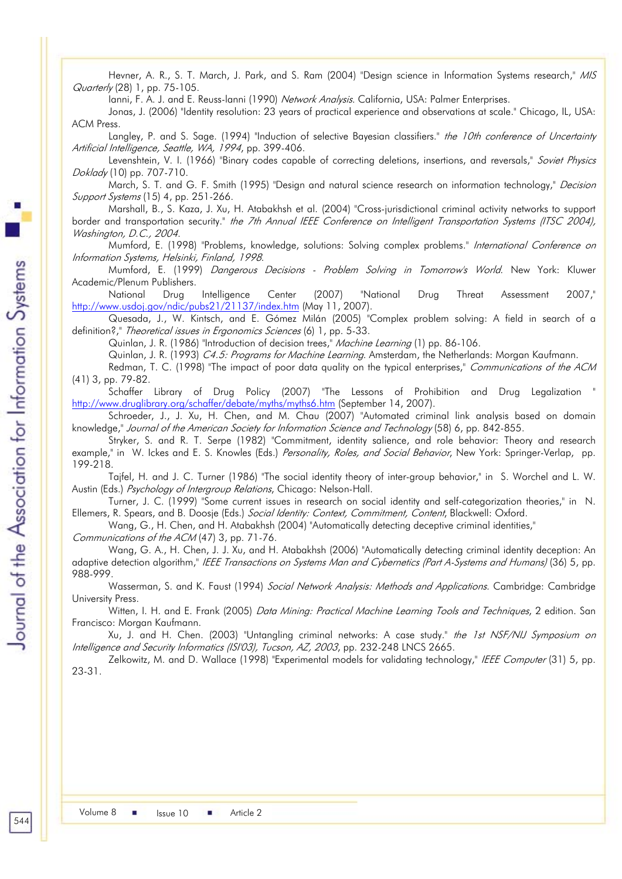Hevner, A. R., S. T. March, J. Park, and S. Ram (2004) "Design science in Information Systems research," *MIS Quarterly* (28) 1, pp. 75-105.

Ianni, F. A. J. and E. Reuss-Ianni (1990) *Network Analysis*. California, USA: Palmer Enterprises.

Jonas, J. (2006) "Identity resolution: 23 years of practical experience and observations at scale." Chicago, IL, USA: ACM Press.

Langley, P. and S. Sage. (1994) "Induction of selective Bayesian classifiers." *the 10th conference of Uncertainty Artificial Intelligence, Seattle, WA, 1994*, pp. 399-406.

Levenshtein, V. I. (1966) "Binary codes capable of correcting deletions, insertions, and reversals," *Soviet Physics Doklady* (10) pp. 707-710.

March, S. T. and G. F. Smith (1995) "Design and natural science research on information technology," *Decision Support Systems* (15) 4, pp. 251-266.

Marshall, B., S. Kaza, J. Xu, H. Atabakhsh et al. (2004) "Cross-jurisdictional criminal activity networks to support border and transportation security." *the 7th Annual IEEE Conference on Intelligent Transportation Systems (ITSC 2004), Washington, D.C., 2004*.

Mumford, E. (1998) "Problems, knowledge, solutions: Solving complex problems." *International Conference on Information Systems, Helsinki, Finland, 1998*.

Mumford, E. (1999) *Dangerous Decisions - Problem Solving in Tomorrow's World*. New York: Kluwer Academic/Plenum Publishers.

National Drug Intelligence Center (2007) "National Drug Threat Assessment 2007," http://www.usdoj.gov/ndic/pubs21/21137/index.htm (May 11, 2007).

Quesada, J., W. Kintsch, and E. Gómez Milán (2005) "Complex problem solving: A field in search of a definition?," *Theoretical issues in Ergonomics Sciences* (6) 1, pp. 5-33.

Quinlan, J. R. (1986) "Introduction of decision trees," *Machine Learning* (1) pp. 86-106.

Quinlan, J. R. (1993) *C4.5: Programs for Machine Learning*. Amsterdam, the Netherlands: Morgan Kaufmann.

Redman, T. C. (1998) "The impact of poor data quality on the typical enterprises," *Communications of the ACM* (41) 3, pp. 79-82.

Schaffer Library of Drug Policy (2007) "The Lessons of Prohibition and Drug Legalization " http://www.druglibrary.org/schaffer/debate/myths/myths6.htm (September 14, 2007).

Schroeder, J., J. Xu, H. Chen, and M. Chau (2007) "Automated criminal link analysis based on domain knowledge," *Journal of the American Society for Information Science and Technology* (58) 6, pp. 842-855.

Stryker, S. and R. T. Serpe (1982) "Commitment, identity salience, and role behavior: Theory and research example," in W. Ickes and E. S. Knowles (Eds.) *Personality, Roles, and Social Behavior*, New York: Springer-Verlag, pp. 199-218.

Tajfel, H. and J. C. Turner (1986) "The social identity theory of inter-group behavior," in S. Worchel and L. W. Austin (Eds.) *Psychology of Intergroup Relations*, Chicago: Nelson-Hall.

Turner, J. C. (1999) "Some current issues in research on social identity and self-categorization theories," in N. Ellemers, R. Spears, and B. Doosje (Eds.) *Social Identity: Context, Commitment, Content*, Blackwell: Oxford.

Wang, G., H. Chen, and H. Atabakhsh (2004) "Automatically detecting deceptive criminal identities," *Communications of the ACM* (47) 3, pp. 71-76.

Wang, G. A., H. Chen, J. J. Xu, and H. Atabakhsh (2006) "Automatically detecting criminal identity deception: An adaptive detection algorithm," *IEEE Transactions on Systems Man and Cybernetics (Part A-Systems and Humans)* (36) 5, pp. 988-999.

Wasserman, S. and K. Faust (1994) *Social Network Analysis: Methods and Applications*. Cambridge: Cambridge University Press.

Witten, I. H. and E. Frank (2005) *Data Mining: Practical Machine Learning Tools and Techniques*, 2 edition. San Francisco: Morgan Kaufmann.

Xu, J. and H. Chen. (2003) "Untangling criminal networks: A case study." *the 1st NSF/NIJ Symposium on Intelligence and Security Informatics (ISI'03), Tucson, AZ, 2003*, pp. 232-248 LNCS 2665.

Zelkowitz, M. and D. Wallace (1998) "Experimental models for validating technology," *IEEE Computer* (31) 5, pp. 23-31.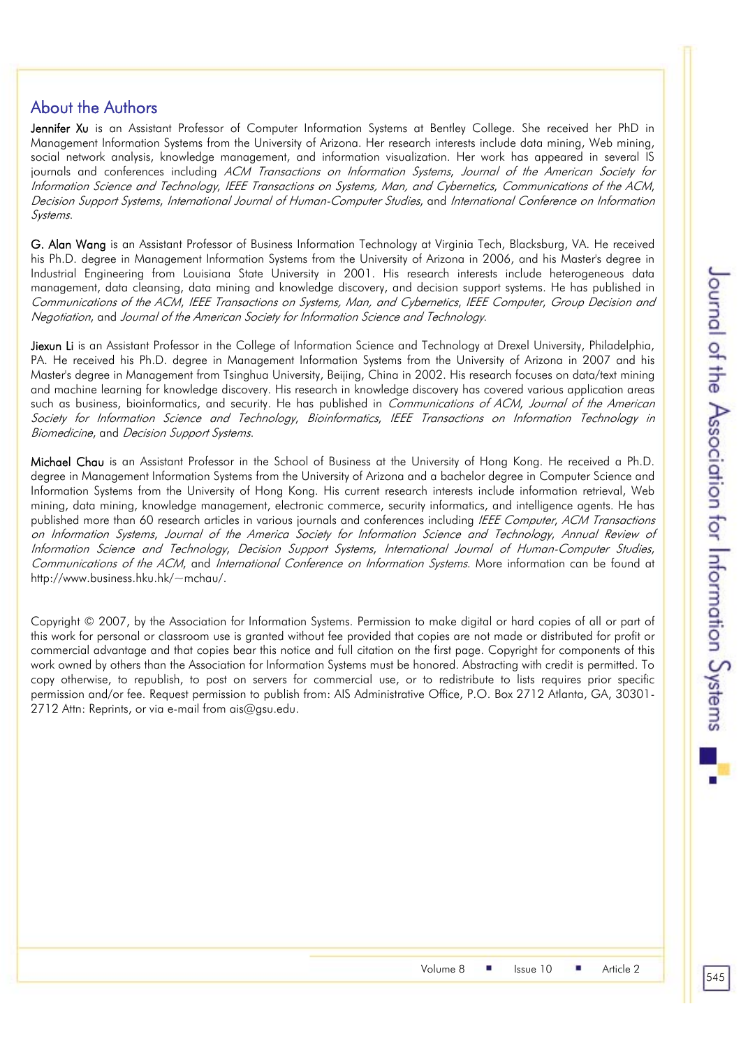## About the Authors

**Jennifer Xu** is an Assistant Professor of Computer Information Systems at Bentley College. She received her PhD in Management Information Systems from the University of Arizona. Her research interests include data mining, Web mining, social network analysis, knowledge management, and information visualization. Her work has appeared in several IS journals and conferences including *ACM Transactions on Information Systems*, *Journal of the American Society for Information Science and Technology*, *IEEE Transactions on Systems, Man, and Cybernetics*, *Communications of the ACM*, *Decision Support Systems*, *International Journal of Human-Computer Studies*, and *International Conference on Information Systems*.

**G. Alan Wang** is an Assistant Professor of Business Information Technology at Virginia Tech, Blacksburg, VA. He received his Ph.D. degree in Management Information Systems from the University of Arizona in 2006, and his Master's degree in Industrial Engineering from Louisiana State University in 2001. His research interests include heterogeneous data management, data cleansing, data mining and knowledge discovery, and decision support systems. He has published in *Communications of the ACM*, *IEEE Transactions on Systems, Man, and Cybernetics*, *IEEE Computer*, *Group Decision and Negotiation*, and *Journal of the American Society for Information Science and Technology*.

**Jiexun Li** is an Assistant Professor in the College of Information Science and Technology at Drexel University, Philadelphia, PA. He received his Ph.D. degree in Management Information Systems from the University of Arizona in 2007 and his Master's degree in Management from Tsinghua University, Beijing, China in 2002. His research focuses on data/text mining and machine learning for knowledge discovery. His research in knowledge discovery has covered various application areas such as business, bioinformatics, and security. He has published in *Communications of ACM*, *Journal of the American Society for Information Science and Technology*, *Bioinformatics*, *IEEE Transactions on Information Technology in Biomedicine*, and *Decision Support Systems*.

**Michael Chau** is an Assistant Professor in the School of Business at the University of Hong Kong. He received a Ph.D. degree in Management Information Systems from the University of Arizona and a bachelor degree in Computer Science and Information Systems from the University of Hong Kong. His current research interests include information retrieval, Web mining, data mining, knowledge management, electronic commerce, security informatics, and intelligence agents. He has published more than 60 research articles in various journals and conferences including *IEEE Computer*, *ACM Transactions on Information Systems*, *Journal of the America Society for Information Science and Technology*, *Annual Review of Information Science and Technology*, *Decision Support Systems*, *International Journal of Human-Computer Studies*, *Communications of the ACM*, and *International Conference on Information Systems*. More information can be found at http://www.business.hku.hk/~mchau/.

Copyright © 2007, by the Association for Information Systems. Permission to make digital or hard copies of all or part of this work for personal or classroom use is granted without fee provided that copies are not made or distributed for profit or commercial advantage and that copies bear this notice and full citation on the first page. Copyright for components of this work owned by others than the Association for Information Systems must be honored. Abstracting with credit is permitted. To copy otherwise, to republish, to post on servers for commercial use, or to redistribute to lists requires prior specific permission and/or fee. Request permission to publish from: AIS Administrative Office, P.O. Box 2712 Atlanta, GA, 30301-2712 Attn: Reprints, or via e-mail from ais@gsu.edu.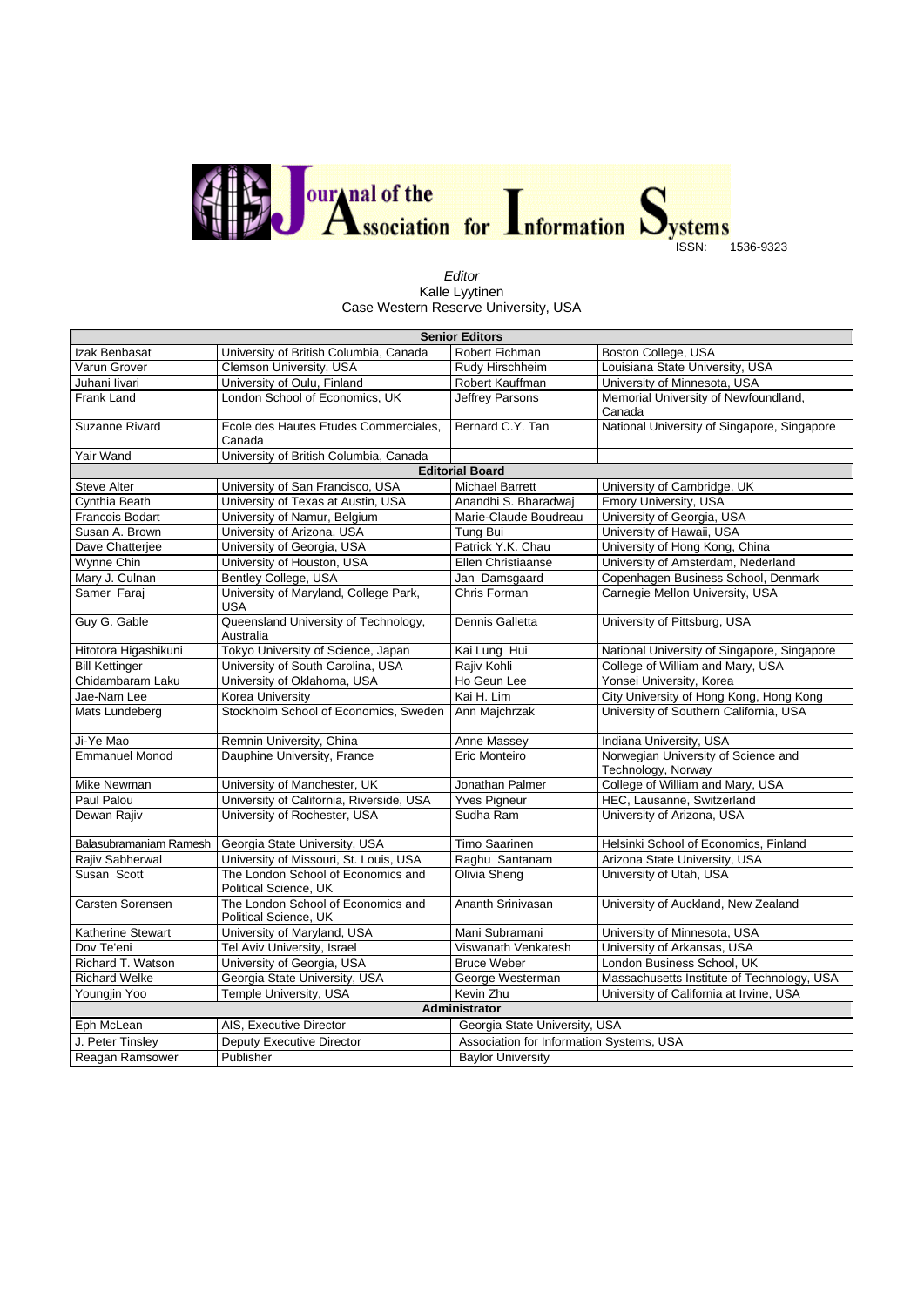# Journal of the Association for Information Systems

ISSN: 1536-9323

*Editor*
Kalle Lyytinen
Case Western Reserve University, USA

| | | | |
|---|---|---|---|
| **Senior Editors** | | | |
| Izak Benbasat | University of British Columbia, Canada | Robert Fichman | Boston College, USA |
| Varun Grover | Clemson University, USA | Rudy Hirschheim | Louisiana State University, USA |
| Juhani Iivari | University of Oulu, Finland | Robert Kauffman | University of Minnesota, USA |
| Frank Land | London School of Economics, UK | Jeffrey Parsons | Memorial University of Newfoundland, Canada |
| Suzanne Rivard | Ecole des Hautes Etudes Commerciales, Canada | Bernard C.Y. Tan | National University of Singapore, Singapore |
| Yair Wand | University of British Columbia, Canada | | |
| **Editorial Board** | | | |
| Steve Alter | University of San Francisco, USA | Michael Barrett | University of Cambridge, UK |
| Cynthia Beath | University of Texas at Austin, USA | Anandhi S. Bharadwaj | Emory University, USA |
| Francois Bodart | University of Namur, Belgium | Marie-Claude Boudreau | University of Georgia, USA |
| Susan A. Brown | University of Arizona, USA | Tung Bui | University of Hawaii, USA |
| Dave Chatterjee | University of Georgia, USA | Patrick Y.K. Chau | University of Hong Kong, China |
| Wynne Chin | University of Houston, USA | Ellen Christiaanse | University of Amsterdam, Nederland |
| Mary J. Culnan | Bentley College, USA | Jan Damsgaard | Copenhagen Business School, Denmark |
| Samer Faraj | University of Maryland, College Park, USA | Chris Forman | Carnegie Mellon University, USA |
| Guy G. Gable | Queensland University of Technology, Australia | Dennis Galletta | University of Pittsburg, USA |
| Hitotora Higashikuni | Tokyo University of Science, Japan | Kai Lung Hui | National University of Singapore, Singapore |
| Bill Kettinger | University of South Carolina, USA | Rajiv Kohli | College of William and Mary, USA |
| Chidambaram Laku | University of Oklahoma, USA | Ho Geun Lee | Yonsei University, Korea |
| Jae-Nam Lee | Korea University | Kai H. Lim | City University of Hong Kong, Hong Kong |
| Mats Lundeberg | Stockholm School of Economics, Sweden | Ann Majchrzak | University of Southern California, USA |
| Ji-Ye Mao | Remnin University, China | Anne Massey | Indiana University, USA |
| Emmanuel Monod | Dauphine University, France | Eric Monteiro | Norwegian University of Science and Technology, Norway |
| Mike Newman | University of Manchester, UK | Jonathan Palmer | College of William and Mary, USA |
| Paul Palou | University of California, Riverside, USA | Yves Pigneur | HEC, Lausanne, Switzerland |
| Dewan Rajiv | University of Rochester, USA | Sudha Ram | University of Arizona, USA |
| Balasubramaniam Ramesh | Georgia State University, USA | Timo Saarinen | Helsinki School of Economics, Finland |
| Rajiv Sabherwal | University of Missouri, St. Louis, USA | Raghu Santanam | Arizona State University, USA |
| Susan Scott | The London School of Economics and Political Science, UK | Olivia Sheng | University of Utah, USA |
| Carsten Sorensen | The London School of Economics and Political Science, UK | Ananth Srinivasan | University of Auckland, New Zealand |
| Katherine Stewart | University of Maryland, USA | Mani Subramani | University of Minnesota, USA |
| Dov Te'eni | Tel Aviv University, Israel | Viswanath Venkatesh | University of Arkansas, USA |
| Richard T. Watson | University of Georgia, USA | Bruce Weber | London Business School, UK |
| Richard Welke | Georgia State University, USA | George Westerman | Massachusetts Institute of Technology, USA |
| Youngjin Yoo | Temple University, USA | Kevin Zhu | University of California at Irvine, USA |
| **Administrator** | | | |
| Eph McLean | AIS, Executive Director | Georgia State University, USA | |
| J. Peter Tinsley | Deputy Executive Director | Association for Information Systems, USA | |
| Reagan Ramsower | Publisher | Baylor University | |